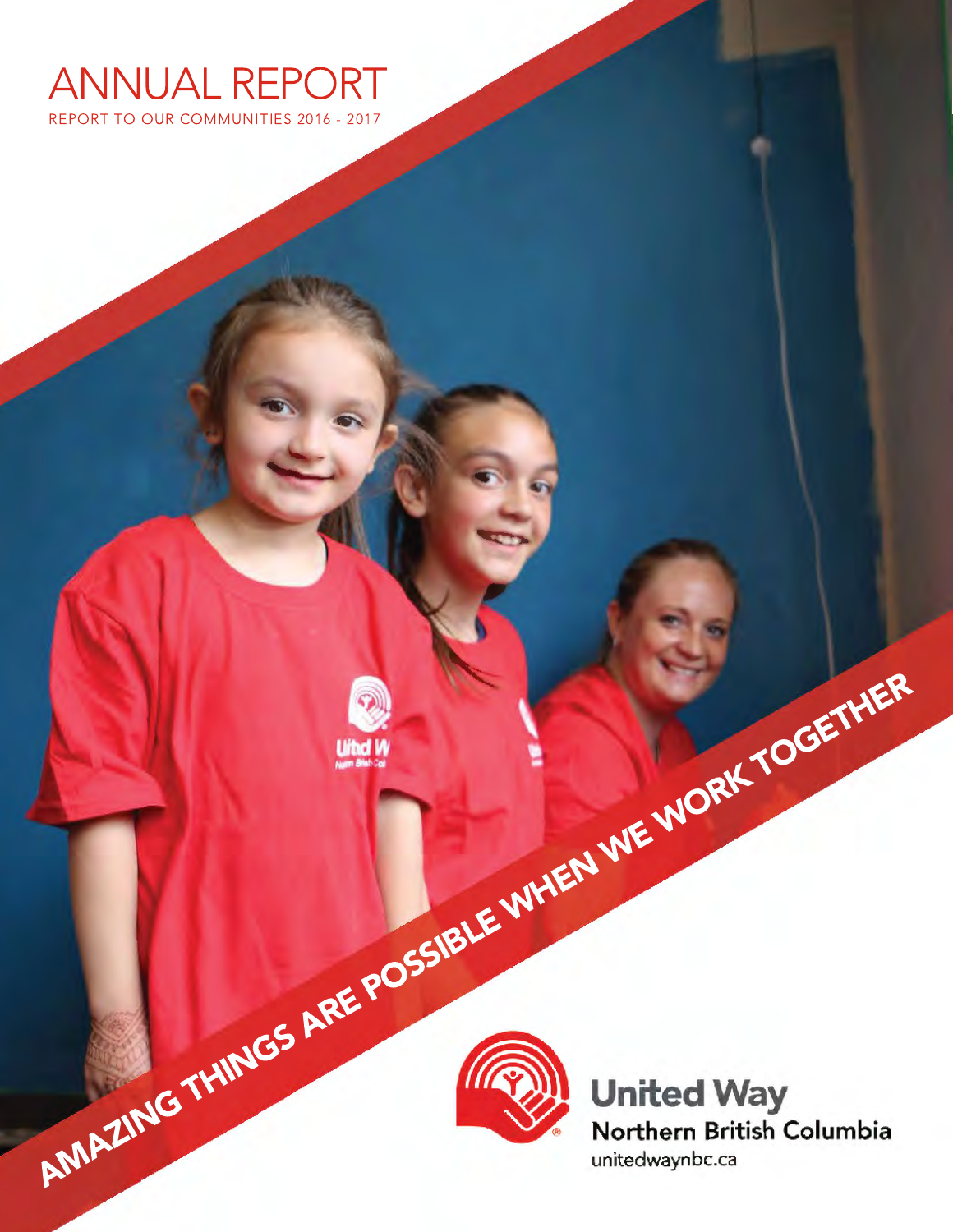# ANNUAL REPORT

REPORT TO OUR COMMUNITIES 2016 - 2017

AMAZING THINGS ARE POSSIBLE WHEN WE WORK TOGETHER

United Way
Northern British Columbia
unitedwaynbc.ca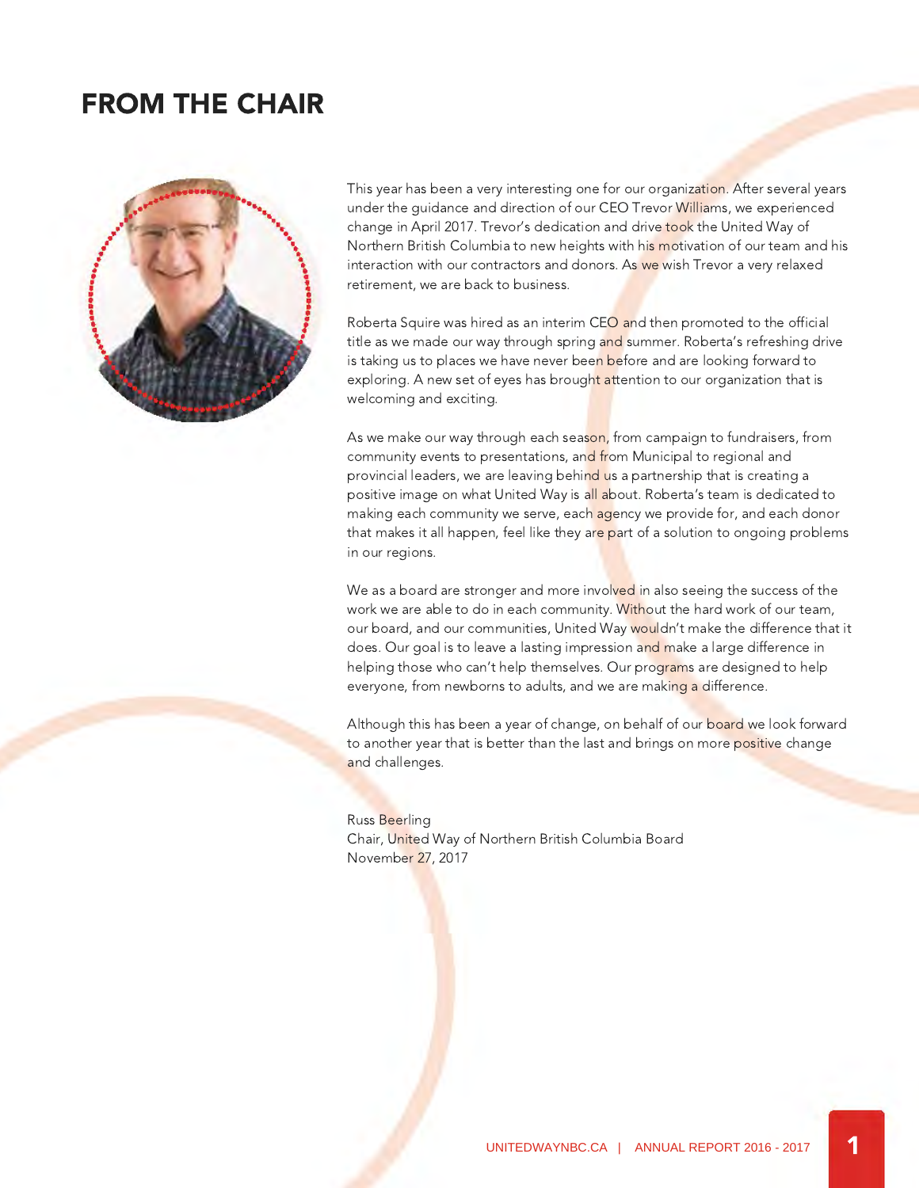# FROM THE CHAIR

This year has been a very interesting one for our organization. After several years under the guidance and direction of our CEO Trevor Williams, we experienced change in April 2017. Trevor's dedication and drive took the United Way of Northern British Columbia to new heights with his motivation of our team and his interaction with our contractors and donors. As we wish Trevor a very relaxed retirement, we are back to business.

Roberta Squire was hired as an interim CEO and then promoted to the official title as we made our way through spring and summer. Roberta's refreshing drive is taking us to places we have never been before and are looking forward to exploring. A new set of eyes has brought attention to our organization that is welcoming and exciting.

As we make our way through each season, from campaign to fundraisers, from community events to presentations, and from Municipal to regional and provincial leaders, we are leaving behind us a partnership that is creating a positive image on what United Way is all about. Roberta's team is dedicated to making each community we serve, each agency we provide for, and each donor that makes it all happen, feel like they are part of a solution to ongoing problems in our regions.

We as a board are stronger and more involved in also seeing the success of the work we are able to do in each community. Without the hard work of our team, our board, and our communities, United Way wouldn't make the difference that it does. Our goal is to leave a lasting impression and make a large difference in helping those who can't help themselves. Our programs are designed to help everyone, from newborns to adults, and we are making a difference.

Although this has been a year of change, on behalf of our board we look forward to another year that is better than the last and brings on more positive change and challenges.

Russ Beerling
Chair, United Way of Northern British Columbia Board
November 27, 2017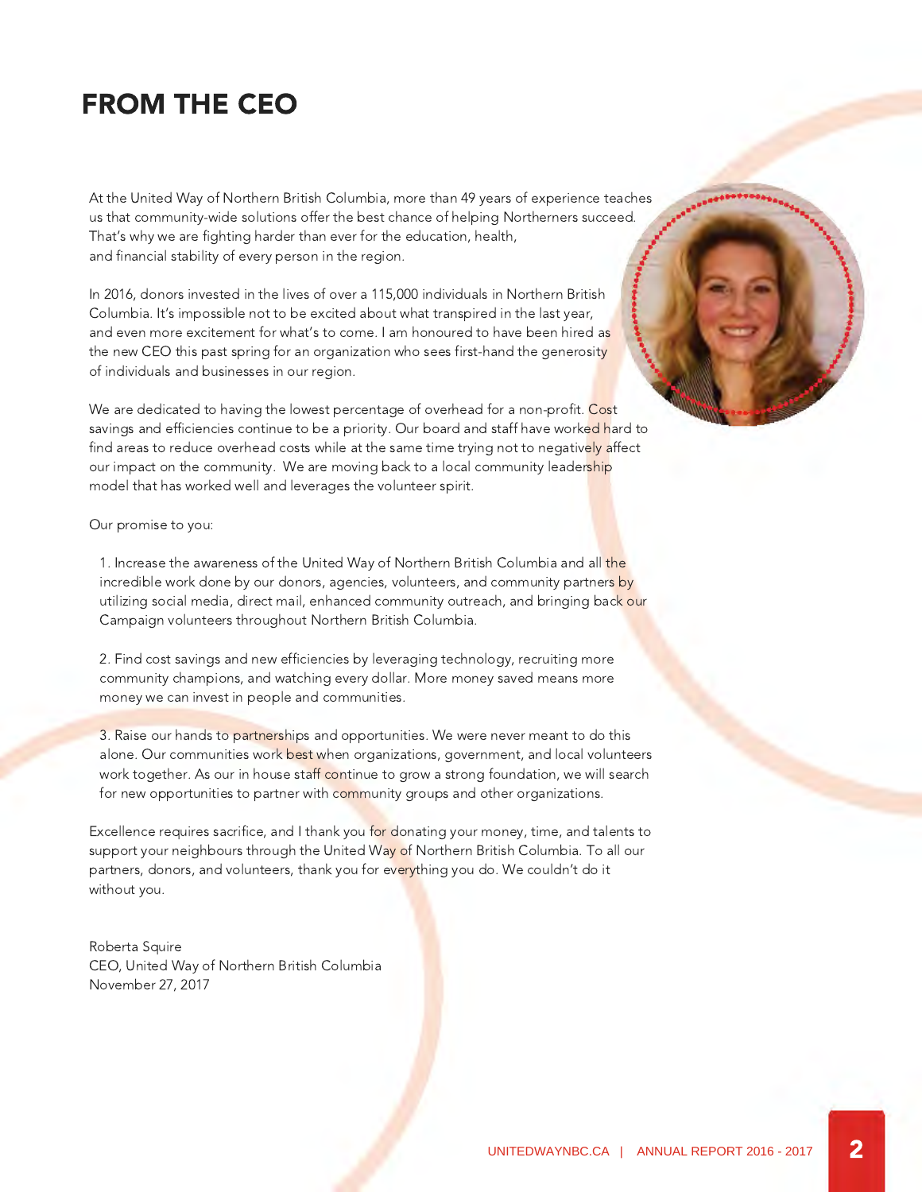# FROM THE CEO

At the United Way of Northern British Columbia, more than 49 years of experience teaches us that community-wide solutions offer the best chance of helping Northerners succeed. That's why we are fighting harder than ever for the education, health, and financial stability of every person in the region.

In 2016, donors invested in the lives of over a 115,000 individuals in Northern British Columbia. It's impossible not to be excited about what transpired in the last year, and even more excitement for what's to come. I am honoured to have been hired as the new CEO this past spring for an organization who sees first-hand the generosity of individuals and businesses in our region.

We are dedicated to having the lowest percentage of overhead for a non-profit. Cost savings and efficiencies continue to be a priority. Our board and staff have worked hard to find areas to reduce overhead costs while at the same time trying not to negatively affect our impact on the community. We are moving back to a local community leadership model that has worked well and leverages the volunteer spirit.

Our promise to you:

1. Increase the awareness of the United Way of Northern British Columbia and all the incredible work done by our donors, agencies, volunteers, and community partners by utilizing social media, direct mail, enhanced community outreach, and bringing back our Campaign volunteers throughout Northern British Columbia.

2. Find cost savings and new efficiencies by leveraging technology, recruiting more community champions, and watching every dollar. More money saved means more money we can invest in people and communities.

3. Raise our hands to partnerships and opportunities. We were never meant to do this alone. Our communities work best when organizations, government, and local volunteers work together. As our in house staff continue to grow a strong foundation, we will search for new opportunities to partner with community groups and other organizations.

Excellence requires sacrifice, and I thank you for donating your money, time, and talents to support your neighbours through the United Way of Northern British Columbia. To all our partners, donors, and volunteers, thank you for everything you do. We couldn't do it without you.

Roberta Squire  
CEO, United Way of Northern British Columbia  
November 27, 2017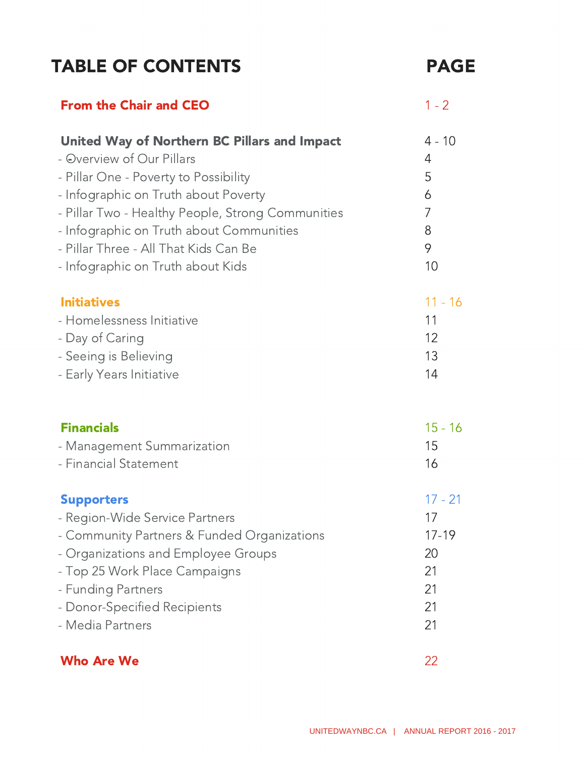# TABLE OF CONTENTS

| TABLE OF CONTENTS | PAGE |
|---|---|
| **From the Chair and CEO** | 1 - 2 |
| **United Way of Northern BC Pillars and Impact** | 4 - 10 |
| - Overview of Our Pillars | 4 |
| - Pillar One - Poverty to Possibility | 5 |
| - Infographic on Truth about Poverty | 6 |
| - Pillar Two - Healthy People, Strong Communities | 7 |
| - Infographic on Truth about Communities | 8 |
| - Pillar Three - All That Kids Can Be | 9 |
| - Infographic on Truth about Kids | 10 |
| **Initiatives** | 11 - 16 |
| - Homelessness Initiative | 11 |
| - Day of Caring | 12 |
| - Seeing is Believing | 13 |
| - Early Years Initiative | 14 |
| **Financials** | 15 - 16 |
| - Management Summarization | 15 |
| - Financial Statement | 16 |
| **Supporters** | 17 - 21 |
| - Region-Wide Service Partners | 17 |
| - Community Partners & Funded Organizations | 17-19 |
| - Organizations and Employee Groups | 20 |
| - Top 25 Work Place Campaigns | 21 |
| - Funding Partners | 21 |
| - Donor-Specified Recipients | 21 |
| - Media Partners | 21 |
| **Who Are We** | 22 |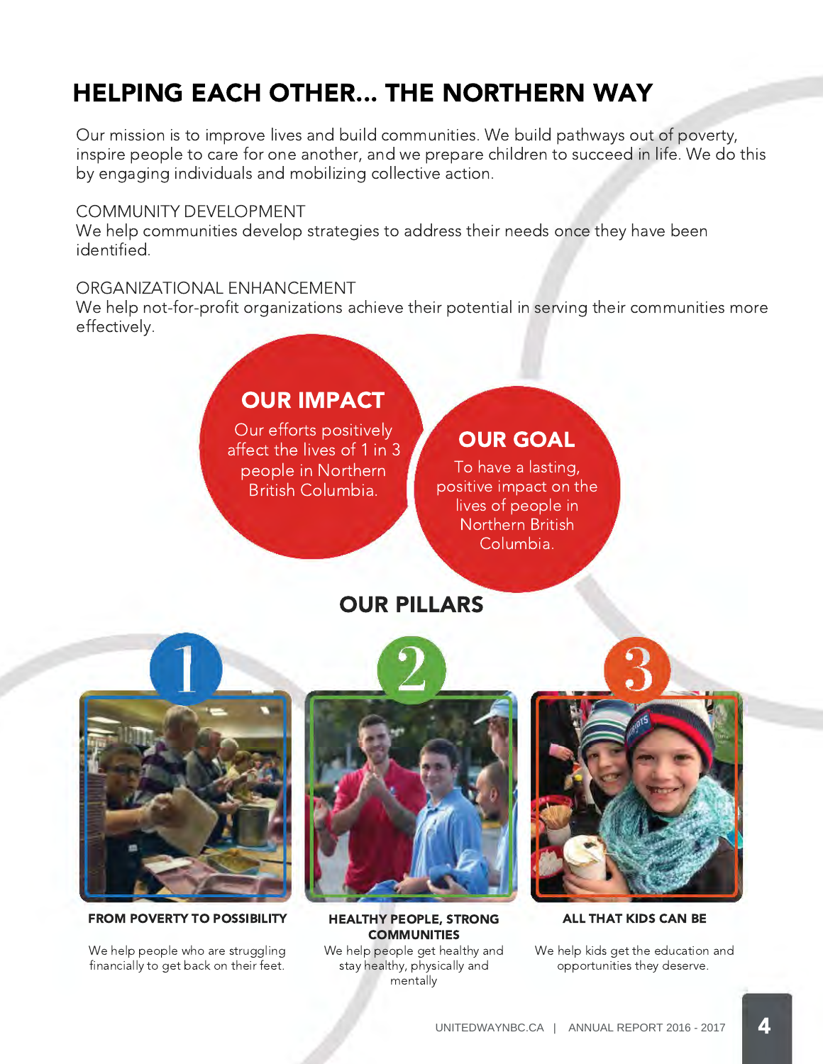# HELPING EACH OTHER... THE NORTHERN WAY

Our mission is to improve lives and build communities. We build pathways out of poverty, inspire people to care for one another, and we prepare children to succeed in life. We do this by engaging individuals and mobilizing collective action.

COMMUNITY DEVELOPMENT
We help communities develop strategies to address their needs once they have been identified.

ORGANIZATIONAL ENHANCEMENT
We help not-for-profit organizations achieve their potential in serving their communities more effectively.

## OUR IMPACT

Our efforts positively affect the lives of 1 in 3 people in Northern British Columbia.

## OUR GOAL

To have a lasting, positive impact on the lives of people in Northern British Columbia.

## OUR PILLARS

1

**FROM POVERTY TO POSSIBILITY**

We help people who are struggling financially to get back on their feet.

2

**HEALTHY PEOPLE, STRONG COMMUNITIES**

We help people get healthy and stay healthy, physically and mentally

3

**ALL THAT KIDS CAN BE**

We help kids get the education and opportunities they deserve.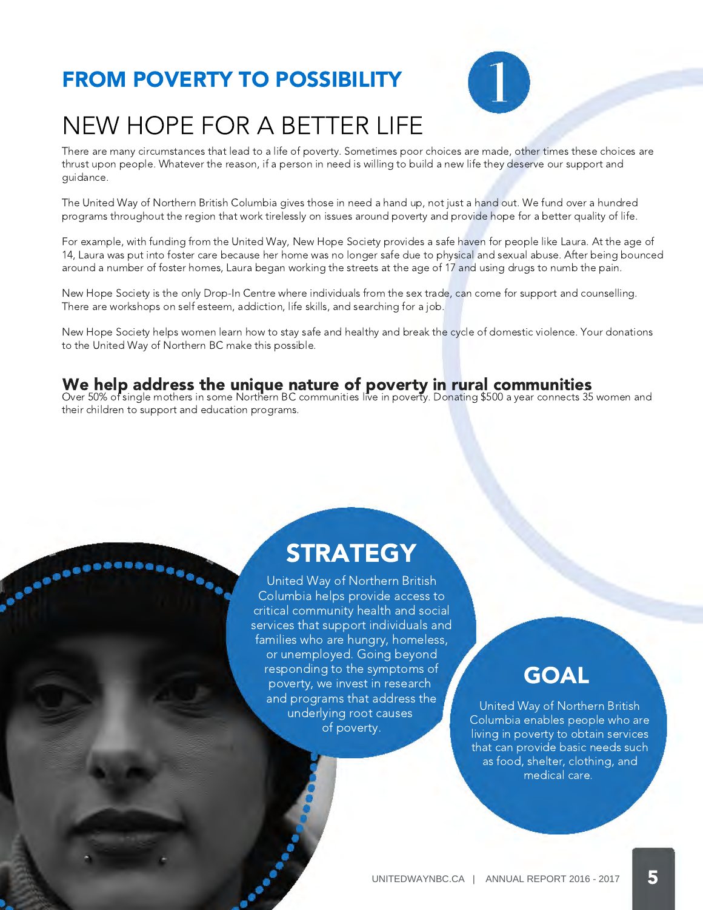# FROM POVERTY TO POSSIBILITY

1

## NEW HOPE FOR A BETTER LIFE

There are many circumstances that lead to a life of poverty. Sometimes poor choices are made, other times these choices are thrust upon people. Whatever the reason, if a person in need is willing to build a new life they deserve our support and guidance.

The United Way of Northern British Columbia gives those in need a hand up, not just a hand out. We fund over a hundred programs throughout the region that work tirelessly on issues around poverty and provide hope for a better quality of life.

For example, with funding from the United Way, New Hope Society provides a safe haven for people like Laura. At the age of 14, Laura was put into foster care because her home was no longer safe due to physical and sexual abuse. After being bounced around a number of foster homes, Laura began working the streets at the age of 17 and using drugs to numb the pain.

New Hope Society is the only Drop-In Centre where individuals from the sex trade, can come for support and counselling. There are workshops on self esteem, addiction, life skills, and searching for a job.

New Hope Society helps women learn how to stay safe and healthy and break the cycle of domestic violence. Your donations to the United Way of Northern BC make this possible.

### We help address the unique nature of poverty in rural communities

Over 50% of single mothers in some Northern BC communities live in poverty. Donating $500 a year connects 35 women and their children to support and education programs.

### STRATEGY

United Way of Northern British Columbia helps provide access to critical community health and social services that support individuals and families who are hungry, homeless, or unemployed. Going beyond responding to the symptoms of poverty, we invest in research and programs that address the underlying root causes of poverty.

### GOAL

United Way of Northern British Columbia enables people who are living in poverty to obtain services that can provide basic needs such as food, shelter, clothing, and medical care.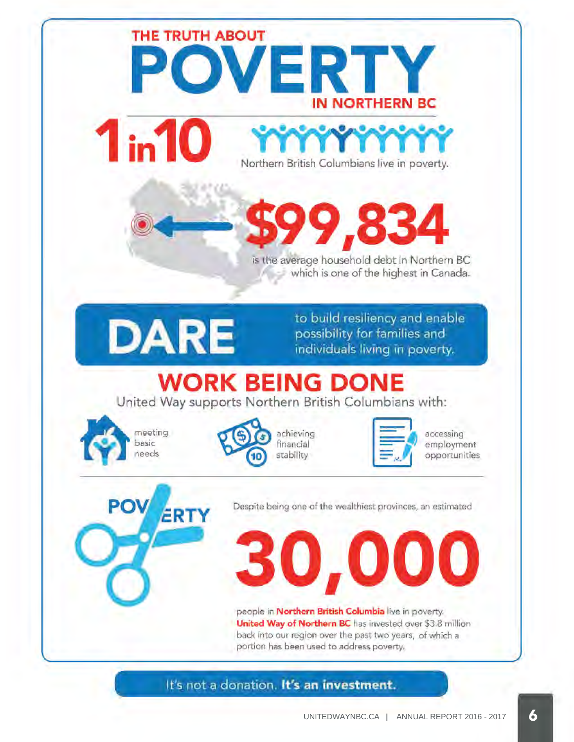# THE TRUTH ABOUT POVERTY IN NORTHERN BC

**1 in 10** Northern British Columbians live in poverty.

**$99,834** is the average household debt in Northern BC which is one of the highest in Canada.

**DARE** to build resiliency and enable possibility for families and individuals living in poverty.

## WORK BEING DONE

United Way supports Northern British Columbians with:

- meeting basic needs
- achieving financial stability
- accessing employment opportunities

POVERTY

Despite being one of the wealthiest provinces, an estimated

**30,000**

people in **Northern British Columbia** live in poverty. **United Way of Northern BC** has invested over $3.8 million back into our region over the past two years, of which a portion has been used to address poverty.

It's not a donation. **It's an investment.**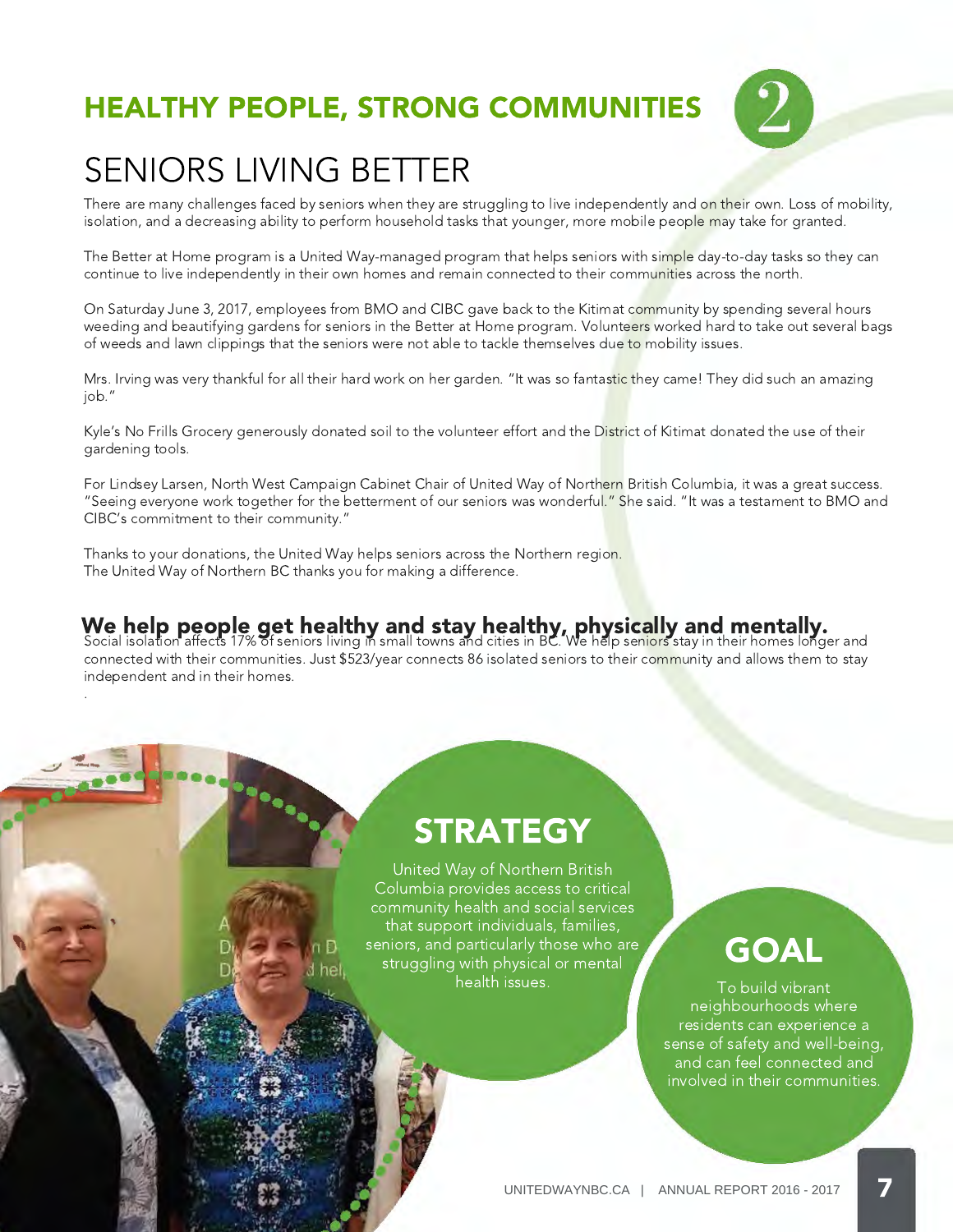# HEALTHY PEOPLE, STRONG COMMUNITIES

2

## SENIORS LIVING BETTER

There are many challenges faced by seniors when they are struggling to live independently and on their own. Loss of mobility, isolation, and a decreasing ability to perform household tasks that younger, more mobile people may take for granted.

The Better at Home program is a United Way-managed program that helps seniors with simple day-to-day tasks so they can continue to live independently in their own homes and remain connected to their communities across the north.

On Saturday June 3, 2017, employees from BMO and CIBC gave back to the Kitimat community by spending several hours weeding and beautifying gardens for seniors in the Better at Home program. Volunteers worked hard to take out several bags of weeds and lawn clippings that the seniors were not able to tackle themselves due to mobility issues.

Mrs. Irving was very thankful for all their hard work on her garden. "It was so fantastic they came! They did such an amazing job."

Kyle's No Frills Grocery generously donated soil to the volunteer effort and the District of Kitimat donated the use of their gardening tools.

For Lindsey Larsen, North West Campaign Cabinet Chair of United Way of Northern British Columbia, it was a great success. "Seeing everyone work together for the betterment of our seniors was wonderful." She said. "It was a testament to BMO and CIBC's commitment to their community."

Thanks to your donations, the United Way helps seniors across the Northern region.
The United Way of Northern BC thanks you for making a difference.

**We help people get healthy and stay healthy, physically and mentally.**

Social isolation affects 17% of seniors living in small towns and cities in BC. We help seniors stay in their homes longer and connected with their communities. Just $523/year connects 86 isolated seniors to their community and allows them to stay independent and in their homes.

## STRATEGY

United Way of Northern British Columbia provides access to critical community health and social services that support individuals, families, seniors, and particularly those who are struggling with physical or mental health issues.

## GOAL

To build vibrant neighbourhoods where residents can experience a sense of safety and well-being, and can feel connected and involved in their communities.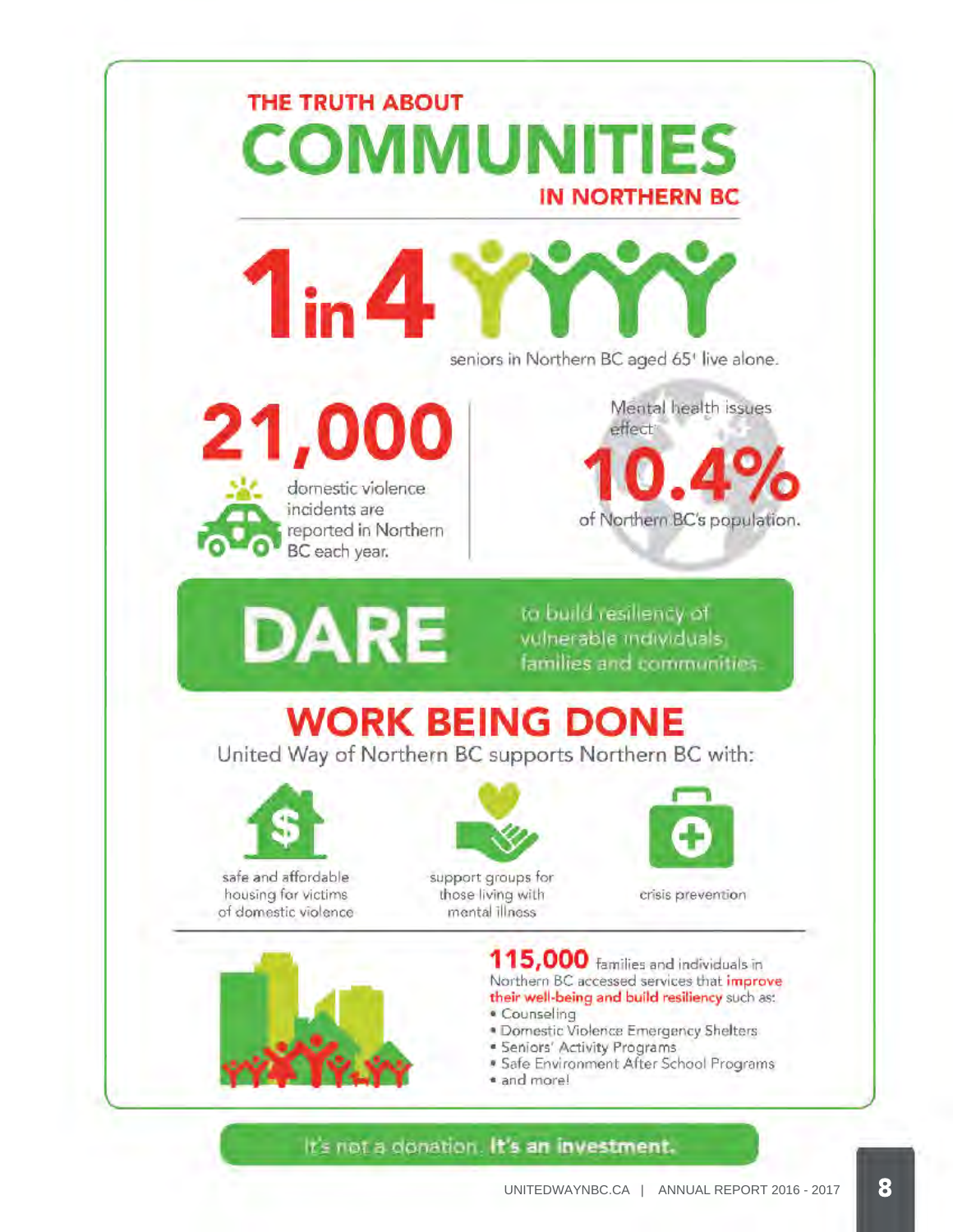# THE TRUTH ABOUT COMMUNITIES IN NORTHERN BC

**1 in 4** seniors in Northern BC aged 65+ live alone.

**21,000** domestic violence incidents are reported in Northern BC each year.

Mental health issues effect **10.4%** of Northern BC's population.

## DARE

to build resiliency of vulnerable individuals, families and communities.

## WORK BEING DONE

United Way of Northern BC supports Northern BC with:

- safe and affordable housing for victims of domestic violence
- support groups for those living with mental illness
- crisis prevention

**115,000** families and individuals in Northern BC accessed services that **improve their well-being and build resiliency** such as:

- Counseling
- Domestic Violence Emergency Shelters
- Seniors' Activity Programs
- Safe Environment After School Programs
- and more!

It's not a donation. **It's an investment.**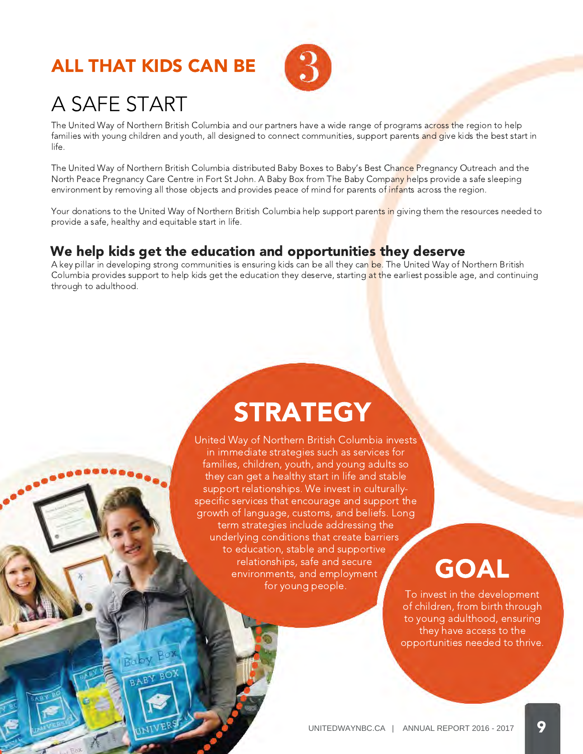# ALL THAT KIDS CAN BE

3

## A SAFE START

The United Way of Northern British Columbia and our partners have a wide range of programs across the region to help families with young children and youth, all designed to connect communities, support parents and give kids the best start in life.

The United Way of Northern British Columbia distributed Baby Boxes to Baby's Best Chance Pregnancy Outreach and the North Peace Pregnancy Care Centre in Fort St John. A Baby Box from The Baby Company helps provide a safe sleeping environment by removing all those objects and provides peace of mind for parents of infants across the region.

Your donations to the United Way of Northern British Columbia help support parents in giving them the resources needed to provide a safe, healthy and equitable start in life.

### We help kids get the education and opportunities they deserve

A key pillar in developing strong communities is ensuring kids can be all they can be. The United Way of Northern British Columbia provides support to help kids get the education they deserve, starting at the earliest possible age, and continuing through to adulthood.

## STRATEGY

United Way of Northern British Columbia invests in immediate strategies such as services for families, children, youth, and young adults so they can get a healthy start in life and stable support relationships. We invest in culturally-specific services that encourage and support the growth of language, customs, and beliefs. Long term strategies include addressing the underlying conditions that create barriers to education, stable and supportive relationships, safe and secure environments, and employment for young people.

## GOAL

To invest in the development of children, from birth through to young adulthood, ensuring they have access to the opportunities needed to thrive.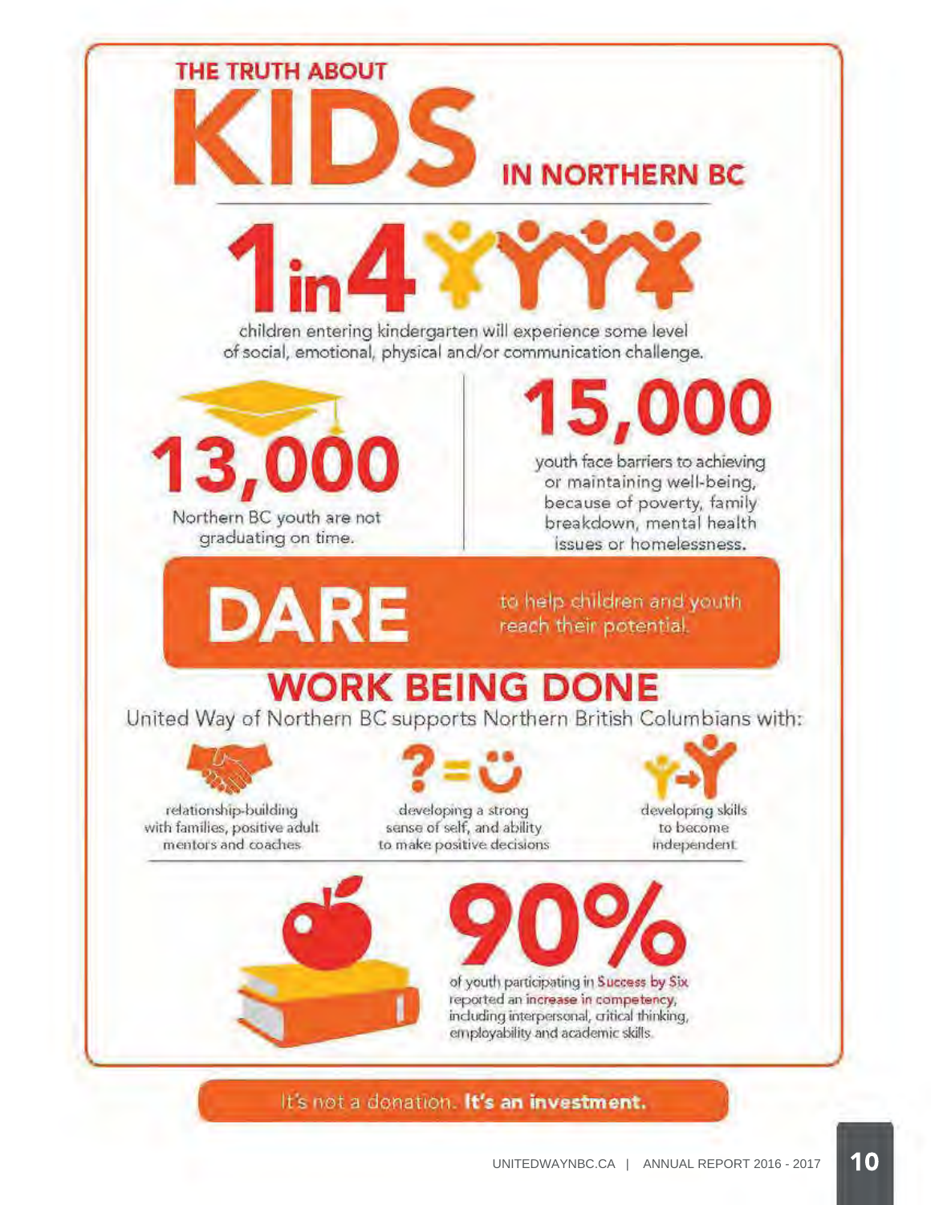# THE TRUTH ABOUT KIDS IN NORTHERN BC

**1 in 4** children entering kindergarten will experience some level of social, emotional, physical and/or communication challenge.

**13,000** Northern BC youth are not graduating on time.

**15,000** youth face barriers to achieving or maintaining well-being, because of poverty, family breakdown, mental health issues or homelessness.

**DARE** to help children and youth reach their potential.

## WORK BEING DONE

United Way of Northern BC supports Northern British Columbians with:

- relationship-building with families, positive adult mentors and coaches
- developing a strong sense of self, and ability to make positive decisions
- developing skills to become independent

**90%** of youth participating in **Success by Six** reported an **increase in competency**, including interpersonal, critical thinking, employability and academic skills.

It's not a donation. **It's an investment.**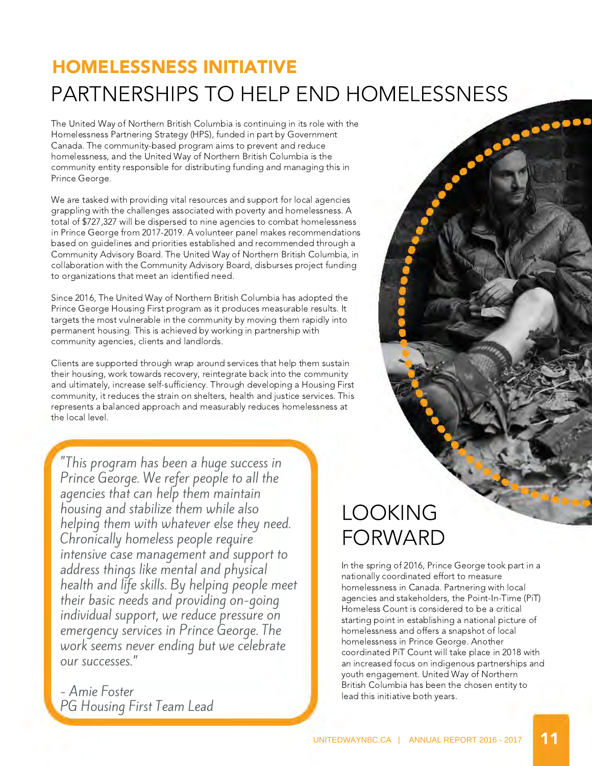## HOMELESSNESS INITIATIVE

# PARTNERSHIPS TO HELP END HOMELESSNESS

The United Way of Northern British Columbia is continuing in its role with the Homelessness Partnering Strategy (HPS), funded in part by Government Canada. The community-based program aims to prevent and reduce homelessness, and the United Way of Northern British Columbia is the community entity responsible for distributing funding and managing this in Prince George.

We are tasked with providing vital resources and support for local agencies grappling with the challenges associated with poverty and homelessness. A total of $727,327 will be dispersed to nine agencies to combat homelessness in Prince George from 2017-2019. A volunteer panel makes recommendations based on guidelines and priorities established and recommended through a Community Advisory Board. The United Way of Northern British Columbia, in collaboration with the Community Advisory Board, disburses project funding to organizations that meet an identified need.

Since 2016, The United Way of Northern British Columbia has adopted the Prince George Housing First program as it produces measurable results. It targets the most vulnerable in the community by moving them rapidly into permanent housing. This is achieved by working in partnership with community agencies, clients and landlords.

Clients are supported through wrap around services that help them sustain their housing, work towards recovery, reintegrate back into the community and ultimately, increase self-sufficiency. Through developing a Housing First community, it reduces the strain on shelters, health and justice services. This represents a balanced approach and measurably reduces homelessness at the local level.

> *"This program has been a huge success in Prince George. We refer people to all the agencies that can help them maintain housing and stabilize them while also helping them with whatever else they need. Chronically homeless people require intensive case management and support to address things like mental and physical health and life skills. By helping people meet their basic needs and providing on-going individual support, we reduce pressure on emergency services in Prince George. The work seems never ending but we celebrate our successes."*
>
> *- Amie Foster*
> *PG Housing First Team Lead*

# LOOKING FORWARD

In the spring of 2016, Prince George took part in a nationally coordinated effort to measure homelessness in Canada. Partnering with local agencies and stakeholders, the Point-In-Time (PiT) Homeless Count is considered to be a critical starting point in establishing a national picture of homelessness and offers a snapshot of local homelessness in Prince George. Another coordinated PiT Count will take place in 2018 with an increased focus on indigenous partnerships and youth engagement. United Way of Northern British Columbia has been the chosen entity to lead this initiative both years.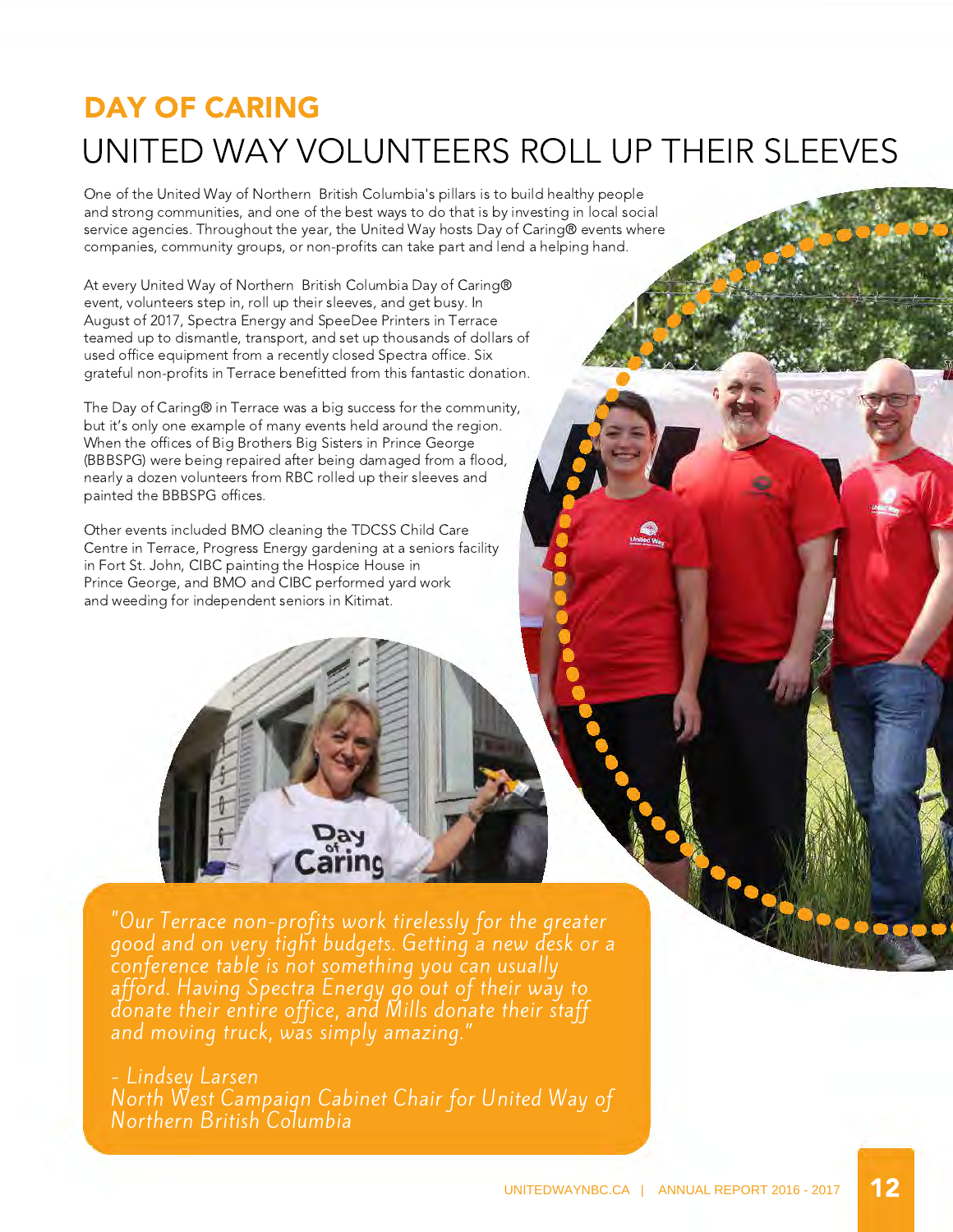# DAY OF CARING

## UNITED WAY VOLUNTEERS ROLL UP THEIR SLEEVES

One of the United Way of Northern British Columbia's pillars is to build healthy people and strong communities, and one of the best ways to do that is by investing in local social service agencies. Throughout the year, the United Way hosts Day of Caring® events where companies, community groups, or non-profits can take part and lend a helping hand.

At every United Way of Northern British Columbia Day of Caring® event, volunteers step in, roll up their sleeves, and get busy. In August of 2017, Spectra Energy and SpeeDee Printers in Terrace teamed up to dismantle, transport, and set up thousands of dollars of used office equipment from a recently closed Spectra office. Six grateful non-profits in Terrace benefitted from this fantastic donation.

The Day of Caring® in Terrace was a big success for the community, but it's only one example of many events held around the region. When the offices of Big Brothers Big Sisters in Prince George (BBBSPG) were being repaired after being damaged from a flood, nearly a dozen volunteers from RBC rolled up their sleeves and painted the BBBSPG offices.

Other events included BMO cleaning the TDCSS Child Care Centre in Terrace, Progress Energy gardening at a seniors facility in Fort St. John, CIBC painting the Hospice House in Prince George, and BMO and CIBC performed yard work and weeding for independent seniors in Kitimat.

*"Our Terrace non-profits work tirelessly for the greater good and on very tight budgets. Getting a new desk or a conference table is not something you can usually afford. Having Spectra Energy go out of their way to donate their entire office, and Mills donate their staff and moving truck, was simply amazing."*

*- Lindsey Larsen*
*North West Campaign Cabinet Chair for United Way of Northern British Columbia*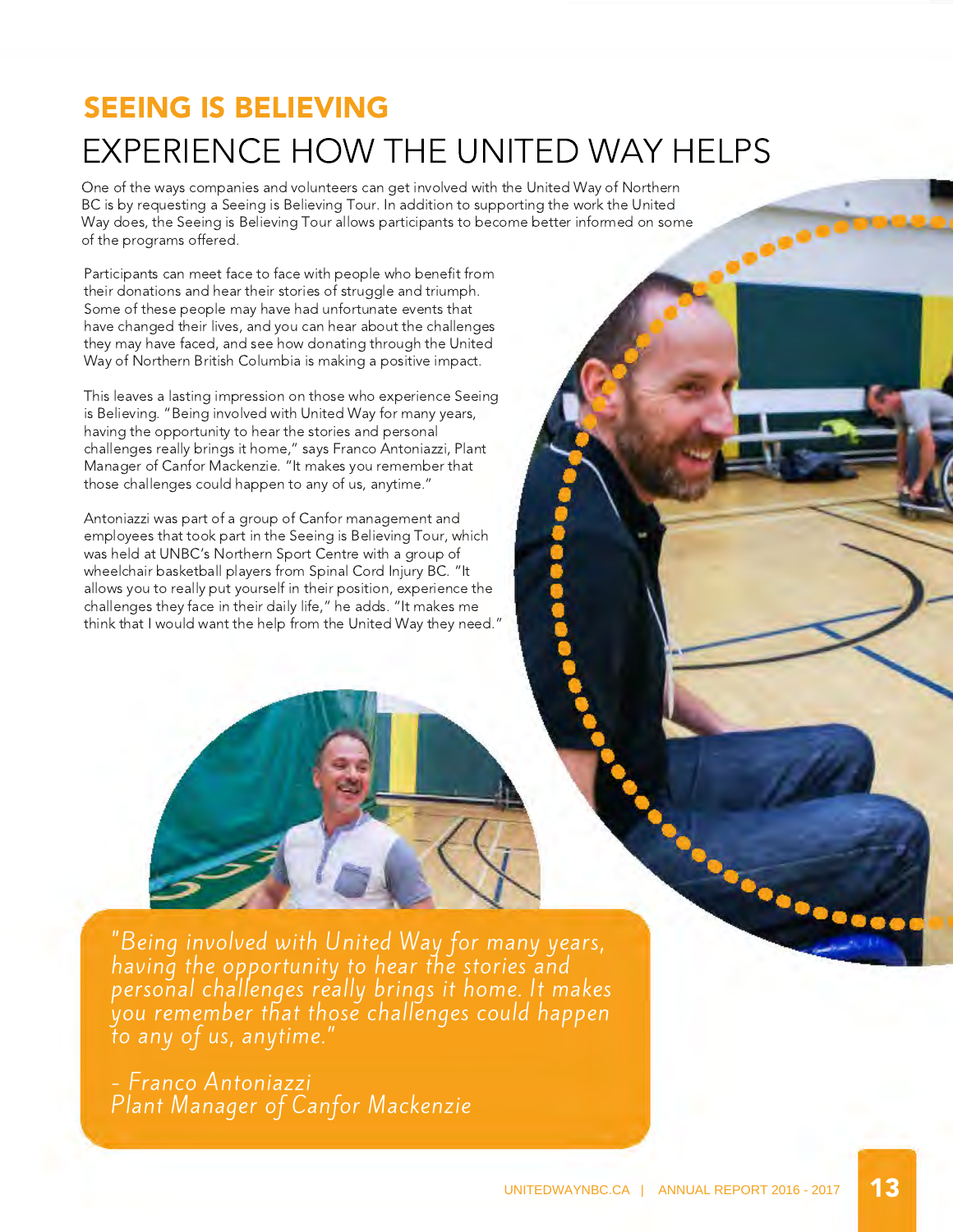## SEEING IS BELIEVING

# EXPERIENCE HOW THE UNITED WAY HELPS

One of the ways companies and volunteers can get involved with the United Way of Northern BC is by requesting a Seeing is Believing Tour. In addition to supporting the work the United Way does, the Seeing is Believing Tour allows participants to become better informed on some of the programs offered.

Participants can meet face to face with people who benefit from their donations and hear their stories of struggle and triumph. Some of these people may have had unfortunate events that have changed their lives, and you can hear about the challenges they may have faced, and see how donating through the United Way of Northern British Columbia is making a positive impact.

This leaves a lasting impression on those who experience Seeing is Believing. "Being involved with United Way for many years, having the opportunity to hear the stories and personal challenges really brings it home," says Franco Antoniazzi, Plant Manager of Canfor Mackenzie. "It makes you remember that those challenges could happen to any of us, anytime."

Antoniazzi was part of a group of Canfor management and employees that took part in the Seeing is Believing Tour, which was held at UNBC's Northern Sport Centre with a group of wheelchair basketball players from Spinal Cord Injury BC. "It allows you to really put yourself in their position, experience the challenges they face in their daily life," he adds. "It makes me think that I would want the help from the United Way they need."

*"Being involved with United Way for many years, having the opportunity to hear the stories and personal challenges really brings it home. It makes you remember that those challenges could happen to any of us, anytime."*

*- Franco Antoniazzi*
*Plant Manager of Canfor Mackenzie*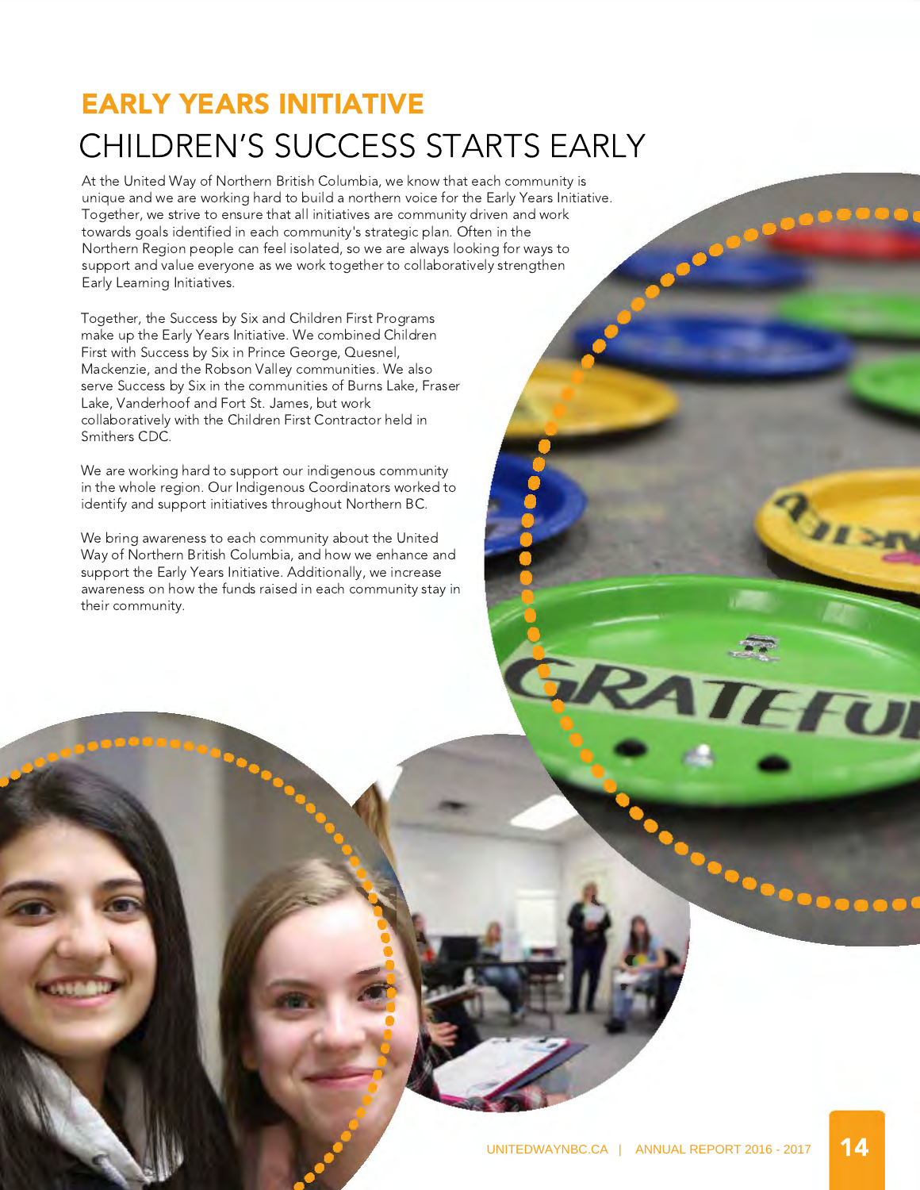# EARLY YEARS INITIATIVE

## CHILDREN'S SUCCESS STARTS EARLY

At the United Way of Northern British Columbia, we know that each community is unique and we are working hard to build a northern voice for the Early Years Initiative. Together, we strive to ensure that all initiatives are community driven and work towards goals identified in each community's strategic plan. Often in the Northern Region people can feel isolated, so we are always looking for ways to support and value everyone as we work together to collaboratively strengthen Early Learning Initiatives.

Together, the Success by Six and Children First Programs make up the Early Years Initiative. We combined Children First with Success by Six in Prince George, Quesnel, Mackenzie, and the Robson Valley communities. We also serve Success by Six in the communities of Burns Lake, Fraser Lake, Vanderhoof and Fort St. James, but work collaboratively with the Children First Contractor held in Smithers CDC.

We are working hard to support our indigenous community in the whole region. Our Indigenous Coordinators worked to identify and support initiatives throughout Northern BC.

We bring awareness to each community about the United Way of Northern British Columbia, and how we enhance and support the Early Years Initiative. Additionally, we increase awareness on how the funds raised in each community stay in their community.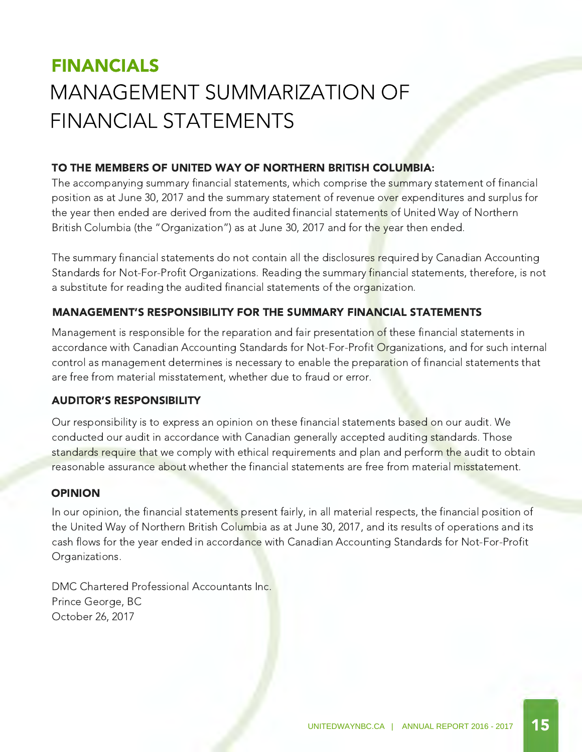# FINANCIALS

## MANAGEMENT SUMMARIZATION OF FINANCIAL STATEMENTS

### TO THE MEMBERS OF UNITED WAY OF NORTHERN BRITISH COLUMBIA:

The accompanying summary financial statements, which comprise the summary statement of financial position as at June 30, 2017 and the summary statement of revenue over expenditures and surplus for the year then ended are derived from the audited financial statements of United Way of Northern British Columbia (the "Organization") as at June 30, 2017 and for the year then ended.

The summary financial statements do not contain all the disclosures required by Canadian Accounting Standards for Not-For-Profit Organizations. Reading the summary financial statements, therefore, is not a substitute for reading the audited financial statements of the organization.

### MANAGEMENT'S RESPONSIBILITY FOR THE SUMMARY FINANCIAL STATEMENTS

Management is responsible for the reparation and fair presentation of these financial statements in accordance with Canadian Accounting Standards for Not-For-Profit Organizations, and for such internal control as management determines is necessary to enable the preparation of financial statements that are free from material misstatement, whether due to fraud or error.

### AUDITOR'S RESPONSIBILITY

Our responsibility is to express an opinion on these financial statements based on our audit. We conducted our audit in accordance with Canadian generally accepted auditing standards. Those standards require that we comply with ethical requirements and plan and perform the audit to obtain reasonable assurance about whether the financial statements are free from material misstatement.

### OPINION

In our opinion, the financial statements present fairly, in all material respects, the financial position of the United Way of Northern British Columbia as at June 30, 2017, and its results of operations and its cash flows for the year ended in accordance with Canadian Accounting Standards for Not-For-Profit Organizations.

DMC Chartered Professional Accountants Inc.
Prince George, BC
October 26, 2017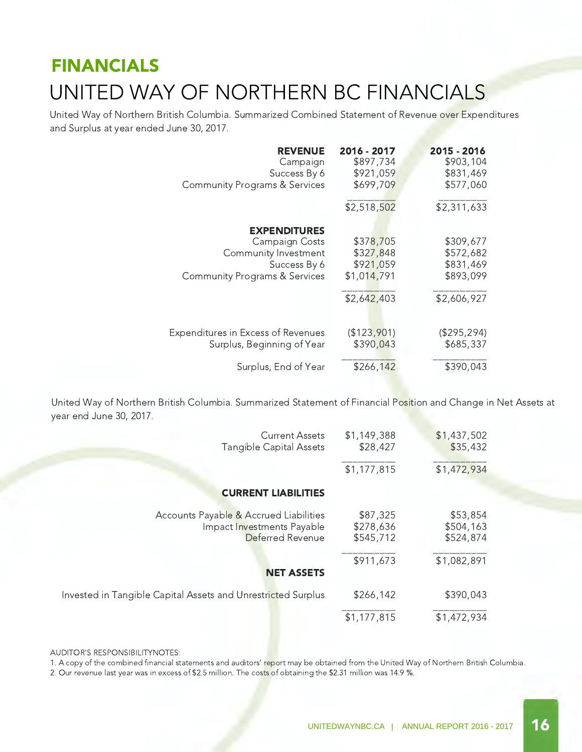## FINANCIALS

# UNITED WAY OF NORTHERN BC FINANCIALS

United Way of Northern British Columbia. Summarized Combined Statement of Revenue over Expenditures and Surplus at year ended June 30, 2017.

| **REVENUE** | **2016 - 2017** | **2015 - 2016** |
|---|---|---|
| Campaign | $897,734 | $903,104 |
| Success By 6 | $921,059 | $831,469 |
| Community Programs & Services | $699,709 | $577,060 |
| | $2,518,502 | $2,311,633 |
| **EXPENDITURES** | | |
| Campaign Costs | $378,705 | $309,677 |
| Community Investment | $327,848 | $572,682 |
| Success By 6 | $921,059 | $831,469 |
| Community Programs & Services | $1,014,791 | $893,099 |
| | $2,642,403 | $2,606,927 |
| Expenditures in Excess of Revenues | ($123,901) | ($295,294) |
| Surplus, Beginning of Year | $390,043 | $685,337 |
| Surplus, End of Year | $266,142 | $390,043 |

United Way of Northern British Columbia. Summarized Statement of Financial Position and Change in Net Assets at year end June 30, 2017.

| | | |
|---|---|---|
| Current Assets | $1,149,388 | $1,437,502 |
| Tangible Capital Assets | $28,427 | $35,432 |
| | $1,177,815 | $1,472,934 |
| **CURRENT LIABILITIES** | | |
| Accounts Payable & Accrued Liabilities | $87,325 | $53,854 |
| Impact Investments Payable | $278,636 | $504,163 |
| Deferred Revenue | $545,712 | $524,874 |
| | $911,673 | $1,082,891 |
| **NET ASSETS** | | |
| Invested in Tangible Capital Assets and Unrestricted Surplus | $266,142 | $390,043 |
| | $1,177,815 | $1,472,934 |

AUDITOR'S RESPONSIBILITYNOTES:

1. A copy of the combined financial statements and auditors' report may be obtained from the United Way of Northern British Columbia.
2. Our revenue last year was in excess of $2.5 million. The costs of obtaining the $2.31 million was 14.9 %.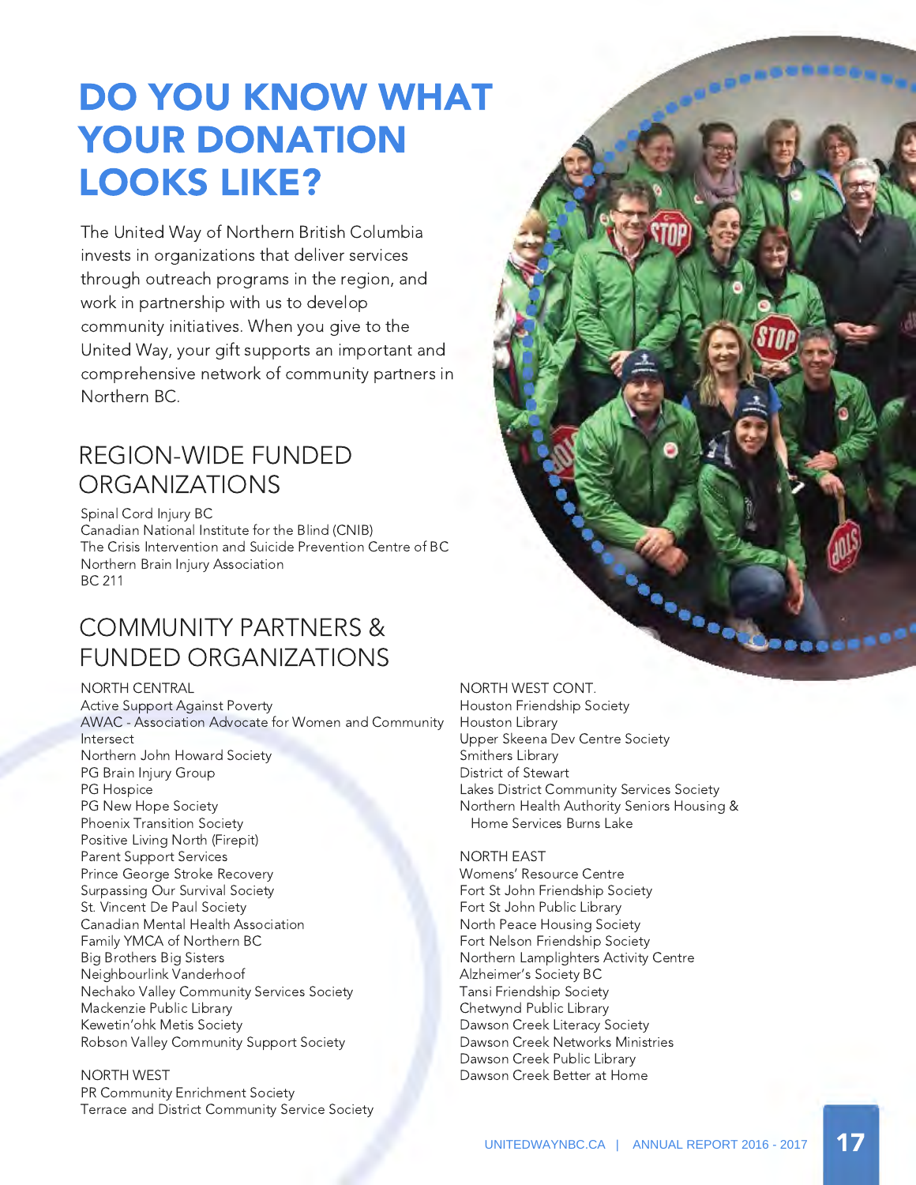# DO YOU KNOW WHAT YOUR DONATION LOOKS LIKE?

The United Way of Northern British Columbia invests in organizations that deliver services through outreach programs in the region, and work in partnership with us to develop community initiatives. When you give to the United Way, your gift supports an important and comprehensive network of community partners in Northern BC.

## REGION-WIDE FUNDED ORGANIZATIONS

Spinal Cord Injury BC
Canadian National Institute for the Blind (CNIB)
The Crisis Intervention and Suicide Prevention Centre of BC
Northern Brain Injury Association
BC 211

## COMMUNITY PARTNERS & FUNDED ORGANIZATIONS

NORTH CENTRAL
Active Support Against Poverty
AWAC - Association Advocate for Women and Community
Intersect
Northern John Howard Society
PG Brain Injury Group
PG Hospice
PG New Hope Society
Phoenix Transition Society
Positive Living North (Firepit)
Parent Support Services
Prince George Stroke Recovery
Surpassing Our Survival Society
St. Vincent De Paul Society
Canadian Mental Health Association
Family YMCA of Northern BC
Big Brothers Big Sisters
Neighbourlink Vanderhoof
Nechako Valley Community Services Society
Mackenzie Public Library
Kewetin'ohk Metis Society
Robson Valley Community Support Society

NORTH WEST
PR Community Enrichment Society
Terrace and District Community Service Society

NORTH WEST CONT.
Houston Friendship Society
Houston Library
Upper Skeena Dev Centre Society
Smithers Library
District of Stewart
Lakes District Community Services Society
Northern Health Authority Seniors Housing & Home Services Burns Lake

NORTH EAST
Womens' Resource Centre
Fort St John Friendship Society
Fort St John Public Library
North Peace Housing Society
Fort Nelson Friendship Society
Northern Lamplighters Activity Centre
Alzheimer's Society BC
Tansi Friendship Society
Chetwynd Public Library
Dawson Creek Literacy Society
Dawson Creek Networks Ministries
Dawson Creek Public Library
Dawson Creek Better at Home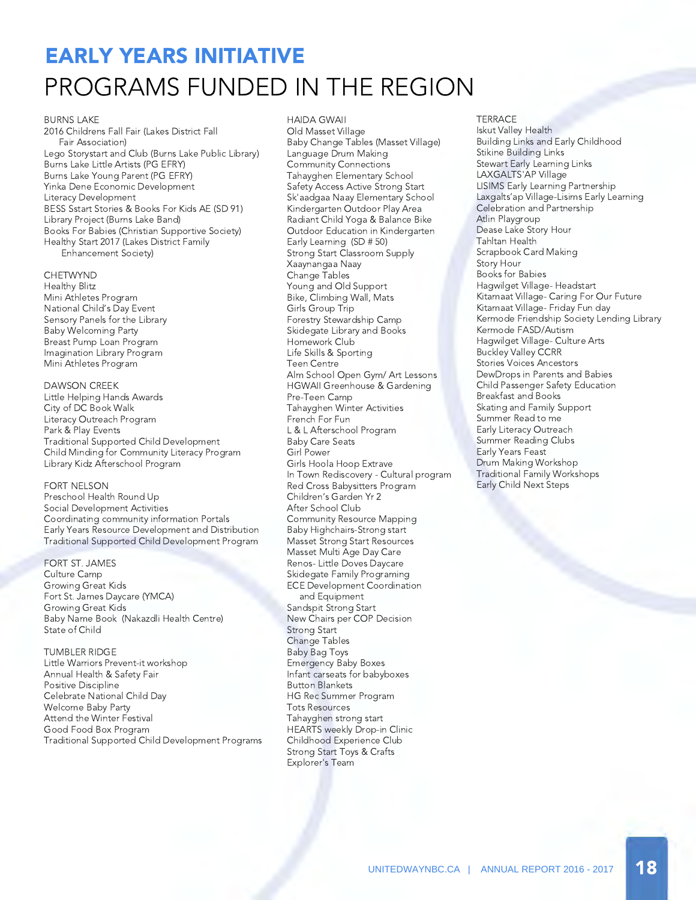# EARLY YEARS INITIATIVE

## PROGRAMS FUNDED IN THE REGION

### BURNS LAKE

- 2016 Childrens Fall Fair (Lakes District Fall Fair Association)
- Lego Storystart and Club (Burns Lake Public Library)
- Burns Lake Little Artists (PG EFRY)
- Burns Lake Young Parent (PG EFRY)
- Yinka Dene Economic Development
- Literacy Development
- BESS Sstart Stories & Books For Kids AE (SD 91)
- Library Project (Burns Lake Band)
- Books For Babies (Christian Supportive Society)
- Healthy Start 2017 (Lakes District Family Enhancement Society)

### CHETWYND

- Healthy Blitz
- Mini Athletes Program
- National Child's Day Event
- Sensory Panels for the Library
- Baby Welcoming Party
- Breast Pump Loan Program
- Imagination Library Program
- Mini Athletes Program

### DAWSON CREEK

- Little Helping Hands Awards
- City of DC Book Walk
- Literacy Outreach Program
- Park & Play Events
- Traditional Supported Child Development
- Child Minding for Community Literacy Program
- Library Kidz Afterschool Program

### FORT NELSON

- Preschool Health Round Up
- Social Development Activities
- Coordinating community information Portals
- Early Years Resource Development and Distribution
- Traditional Supported Child Development Program

### FORT ST. JAMES

- Culture Camp
- Growing Great Kids
- Fort St. James Daycare (YMCA)
- Growing Great Kids
- Baby Name Book (Nakazdli Health Centre)
- State of Child

### TUMBLER RIDGE

- Little Warriors Prevent-it workshop
- Annual Health & Safety Fair
- Positive Discipline
- Celebrate National Child Day
- Welcome Baby Party
- Attend the Winter Festival
- Good Food Box Program
- Traditional Supported Child Development Programs

### HAIDA GWAII

- Old Masset Village
- Baby Change Tables (Masset Village)
- Language Drum Making
- Community Connections
- Tahayghen Elementary School
- Safety Access Active Strong Start
- Sk'aadgaa Naay Elementary School
- Kindergarten Outdoor Play Area
- Radiant Child Yoga & Balance Bike
- Outdoor Education in Kindergarten
- Early Learning (SD # 50)
- Strong Start Classroom Supply
- Xaaynangaa Naay
- Change Tables
- Young and Old Support
- Bike, Climbing Wall, Mats
- Girls Group Trip
- Forestry Stewardship Camp
- Skidegate Library and Books
- Homework Club
- Life Skills & Sporting
- Teen Centre
- Alm School Open Gym/ Art Lessons
- HGWAII Greenhouse & Gardening
- Pre-Teen Camp
- Tahayghen Winter Activities
- French For Fun
- L & L Afterschool Program
- Baby Care Seats
- Girl Power
- Girls Hoola Hoop Extrave
- In Town Rediscovery - Cultural program
- Red Cross Babysitters Program
- Children's Garden Yr 2
- After School Club
- Community Resource Mapping
- Baby Highchairs-Strong start
- Masset Strong Start Resources
- Masset Multi Age Day Care
- Renos- Little Doves Daycare
- Skidegate Family Programing
- ECE Development Coordination and Equipment
- Sandspit Strong Start
- New Chairs per COP Decision
- Strong Start
- Change Tables
- Baby Bag Toys
- Emergency Baby Boxes
- Infant carseats for babyboxes
- Button Blankets
- HG Rec Summer Program
- Tots Resources
- Tahayghen strong start
- HEARTS weekly Drop-in Clinic
- Childhood Experience Club
- Strong Start Toys & Crafts
- Explorer's Team

### TERRACE

- Iskut Valley Health
- Building Links and Early Childhood
- Stikine Building Links
- Stewart Early Learning Links
- LAXGALTS'AP Village
- LISIMS Early Learning Partnership
- Laxgalts'ap Village-Lisims Early Learning Celebration and Partnership
- Atlin Playgroup
- Dease Lake Story Hour
- Tahltan Health
- Scrapbook Card Making
- Story Hour
- Books for Babies
- Hagwilget Village- Headstart
- Kitamaat Village- Caring For Our Future
- Kitamaat Village- Friday Fun day
- Kermode Friendship Society Lending Library
- Kermode FASD/Autism
- Hagwilget Village- Culture Arts
- Buckley Valley CCRR
- Stories Voices Ancestors
- DewDrops in Parents and Babies
- Child Passenger Safety Education
- Breakfast and Books
- Skating and Family Support
- Summer Read to me
- Early Literacy Outreach
- Summer Reading Clubs
- Early Years Feast
- Drum Making Workshop
- Traditional Family Workshops
- Early Child Next Steps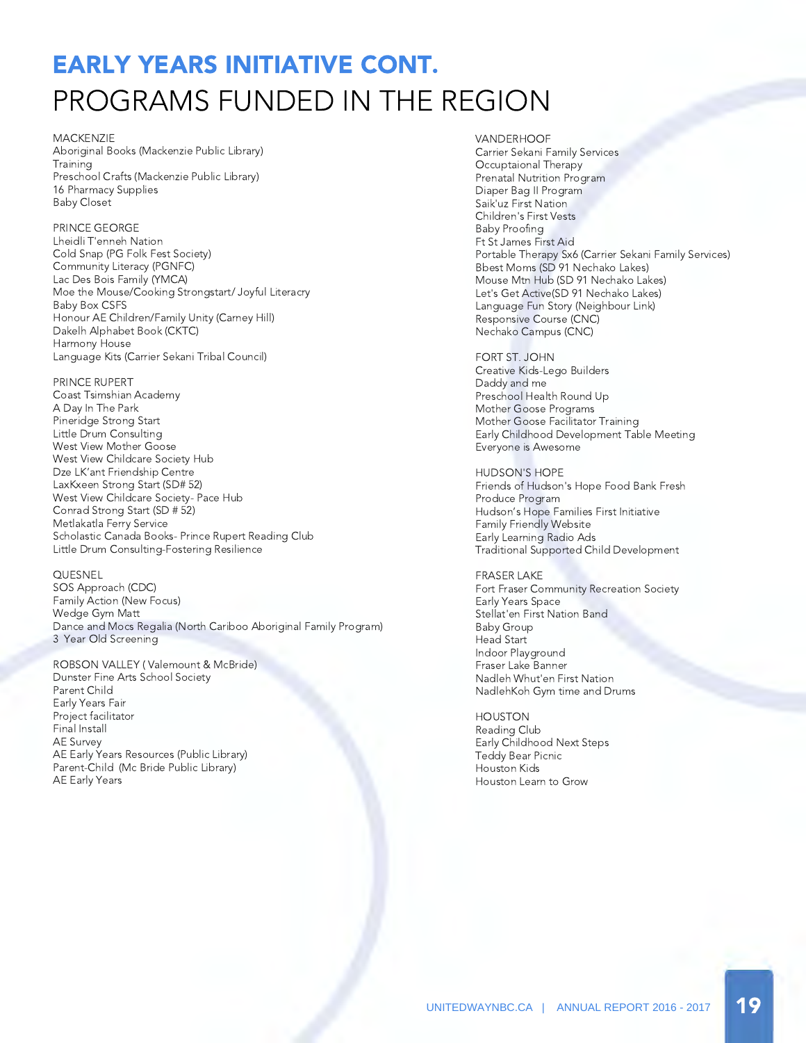# EARLY YEARS INITIATIVE CONT.

## PROGRAMS FUNDED IN THE REGION

MACKENZIE
Aboriginal Books (Mackenzie Public Library)
Training
Preschool Crafts (Mackenzie Public Library)
16 Pharmacy Supplies
Baby Closet

PRINCE GEORGE
Lheidli T'enneh Nation
Cold Snap (PG Folk Fest Society)
Community Literacy (PGNFC)
Lac Des Bois Family (YMCA)
Moe the Mouse/Cooking Strongstart/ Joyful Literacy
Baby Box CSFS
Honour AE Children/Family Unity (Carney Hill)
Dakelh Alphabet Book (CKTC)
Harmony House
Language Kits (Carrier Sekani Tribal Council)

PRINCE RUPERT
Coast Tsimshian Academy
A Day In The Park
Pineridge Strong Start
Little Drum Consulting
West View Mother Goose
West View Childcare Society Hub
Dze LK'ant Friendship Centre
LaxKxeen Strong Start (SD# 52)
West View Childcare Society- Pace Hub
Conrad Strong Start (SD # 52)
Metlakatla Ferry Service
Scholastic Canada Books- Prince Rupert Reading Club
Little Drum Consulting-Fostering Resilience

QUESNEL
SOS Approach (CDC)
Family Action (New Focus)
Wedge Gym Matt
Dance and Mocs Regalia (North Cariboo Aboriginal Family Program)
3 Year Old Screening

ROBSON VALLEY ( Valemount & McBride)
Dunster Fine Arts School Society
Parent Child
Early Years Fair
Project facilitator
Final Install
AE Survey
AE Early Years Resources (Public Library)
Parent-Child (Mc Bride Public Library)
AE Early Years

VANDERHOOF
Carrier Sekani Family Services
Occuptaional Therapy
Prenatal Nutrition Program
Diaper Bag II Program
Saik'uz First Nation
Children's First Vests
Baby Proofing
Ft St James First Aid
Portable Therapy Sx6 (Carrier Sekani Family Services)
Bbest Moms (SD 91 Nechako Lakes)
Mouse Mtn Hub (SD 91 Nechako Lakes)
Let's Get Active(SD 91 Nechako Lakes)
Language Fun Story (Neighbour Link)
Responsive Course (CNC)
Nechako Campus (CNC)

FORT ST. JOHN
Creative Kids-Lego Builders
Daddy and me
Preschool Health Round Up
Mother Goose Programs
Mother Goose Facilitator Training
Early Childhood Development Table Meeting
Everyone is Awesome

HUDSON'S HOPE
Friends of Hudson's Hope Food Bank Fresh Produce Program
Hudson's Hope Families First Initiative
Family Friendly Website
Early Learning Radio Ads
Traditional Supported Child Development

FRASER LAKE
Fort Fraser Community Recreation Society
Early Years Space
Stellat'en First Nation Band
Baby Group
Head Start
Indoor Playground
Fraser Lake Banner
Nadleh Whut'en First Nation
NadlehKoh Gym time and Drums

HOUSTON
Reading Club
Early Childhood Next Steps
Teddy Bear Picnic
Houston Kids
Houston Learn to Grow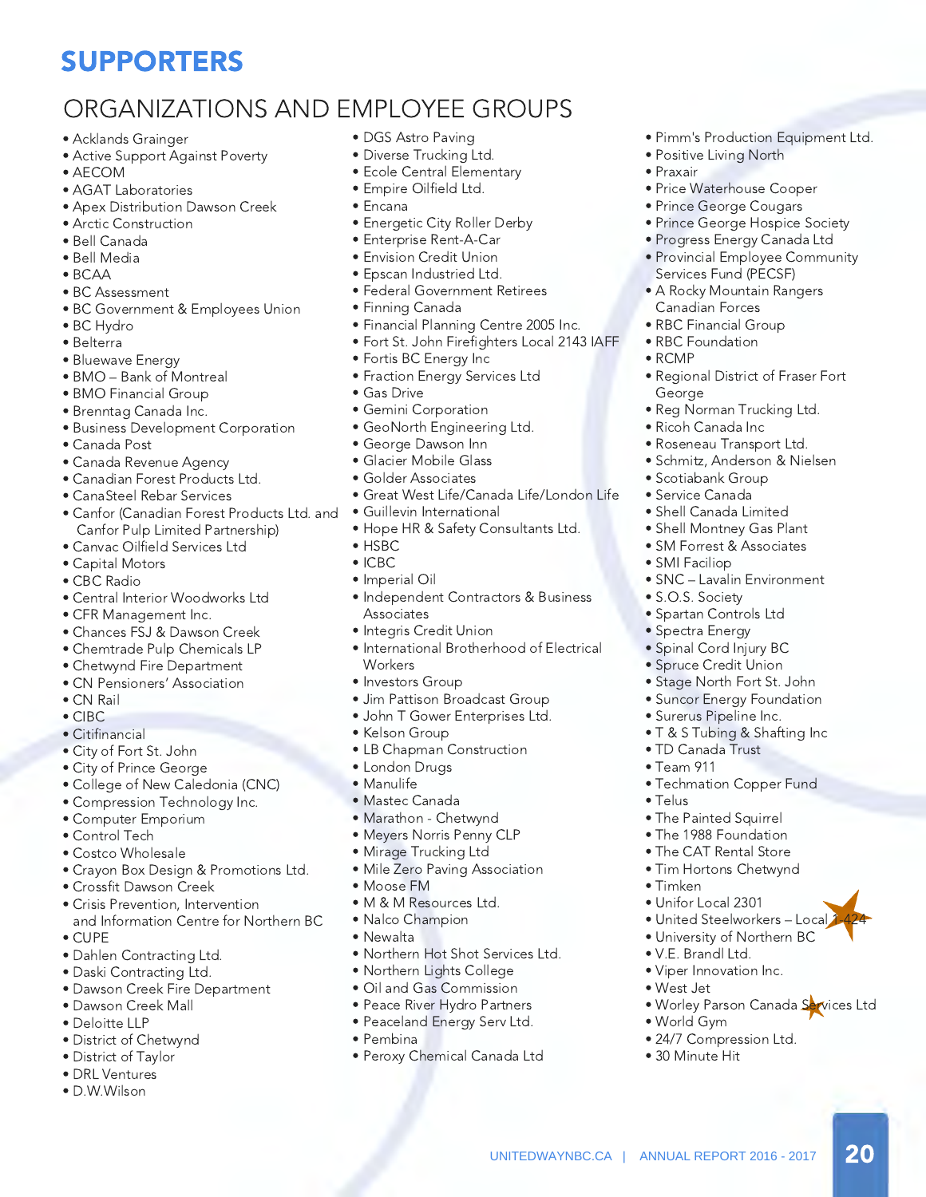# SUPPORTERS

## ORGANIZATIONS AND EMPLOYEE GROUPS

- Acklands Grainger
- Active Support Against Poverty
- AECOM
- AGAT Laboratories
- Apex Distribution Dawson Creek
- Arctic Construction
- Bell Canada
- Bell Media
- BCAA
- BC Assessment
- BC Government & Employees Union
- BC Hydro
- Belterra
- Bluewave Energy
- BMO – Bank of Montreal
- BMO Financial Group
- Brenntag Canada Inc.
- Business Development Corporation
- Canada Post
- Canada Revenue Agency
- Canadian Forest Products Ltd.
- CanaSteel Rebar Services
- Canfor (Canadian Forest Products Ltd. and Canfor Pulp Limited Partnership)
- Canvac Oilfield Services Ltd
- Capital Motors
- CBC Radio
- Central Interior Woodworks Ltd
- CFR Management Inc.
- Chances FSJ & Dawson Creek
- Chemtrade Pulp Chemicals LP
- Chetwynd Fire Department
- CN Pensioners' Association
- CN Rail
- CIBC
- Citifinancial
- City of Fort St. John
- City of Prince George
- College of New Caledonia (CNC)
- Compression Technology Inc.
- Computer Emporium
- Control Tech
- Costco Wholesale
- Crayon Box Design & Promotions Ltd.
- Crossfit Dawson Creek
- Crisis Prevention, Intervention and Information Centre for Northern BC
- CUPE
- Dahlen Contracting Ltd.
- Daski Contracting Ltd.
- Dawson Creek Fire Department
- Dawson Creek Mall
- Deloitte LLP
- District of Chetwynd
- District of Taylor
- DRL Ventures
- D.W.Wilson
- DGS Astro Paving
- Diverse Trucking Ltd.
- Ecole Central Elementary
- Empire Oilfield Ltd.
- Encana
- Energetic City Roller Derby
- Enterprise Rent-A-Car
- Envision Credit Union
- Epscan Industried Ltd.
- Federal Government Retirees
- Finning Canada
- Financial Planning Centre 2005 Inc.
- Fort St. John Firefighters Local 2143 IAFF
- Fortis BC Energy Inc
- Fraction Energy Services Ltd
- Gas Drive
- Gemini Corporation
- GeoNorth Engineering Ltd.
- George Dawson Inn
- Glacier Mobile Glass
- Golder Associates
- Great West Life/Canada Life/London Life
- Guillevin International
- Hope HR & Safety Consultants Ltd.
- HSBC
- ICBC
- Imperial Oil
- Independent Contractors & Business Associates
- Integris Credit Union
- International Brotherhood of Electrical Workers
- Investors Group
- Jim Pattison Broadcast Group
- John T Gower Enterprises Ltd.
- Kelson Group
- LB Chapman Construction
- London Drugs
- Manulife
- Mastec Canada
- Marathon - Chetwynd
- Meyers Norris Penny CLP
- Mirage Trucking Ltd
- Mile Zero Paving Association
- Moose FM
- M & M Resources Ltd.
- Nalco Champion
- Newalta
- Northern Hot Shot Services Ltd.
- Northern Lights College
- Oil and Gas Commission
- Peace River Hydro Partners
- Peaceland Energy Serv Ltd.
- Pembina
- Peroxy Chemical Canada Ltd
- Pimm's Production Equipment Ltd.
- Positive Living North
- Praxair
- Price Waterhouse Cooper
- Prince George Cougars
- Prince George Hospice Society
- Progress Energy Canada Ltd
- Provincial Employee Community Services Fund (PECSF)
- A Rocky Mountain Rangers Canadian Forces
- RBC Financial Group
- RBC Foundation
- RCMP
- Regional District of Fraser Fort George
- Reg Norman Trucking Ltd.
- Ricoh Canada Inc
- Roseneau Transport Ltd.
- Schmitz, Anderson & Nielsen
- Scotiabank Group
- Service Canada
- Shell Canada Limited
- Shell Montney Gas Plant
- SM Forrest & Associates
- SMI Faciliop
- SNC – Lavalin Environment
- S.O.S. Society
- Spartan Controls Ltd
- Spectra Energy
- Spinal Cord Injury BC
- Spruce Credit Union
- Stage North Fort St. John
- Suncor Energy Foundation
- Surerus Pipeline Inc.
- T & S Tubing & Shafting Inc
- TD Canada Trust
- Team 911
- Techmation Copper Fund
- Telus
- The Painted Squirrel
- The 1988 Foundation
- The CAT Rental Store
- Tim Hortons Chetwynd
- Timken
- Unifor Local 2301
- United Steelworkers – Local 1-424
- University of Northern BC
- V.E. Brandl Ltd.
- Viper Innovation Inc.
- West Jet
- Worley Parson Canada Services Ltd
- World Gym
- 24/7 Compression Ltd.
- 30 Minute Hit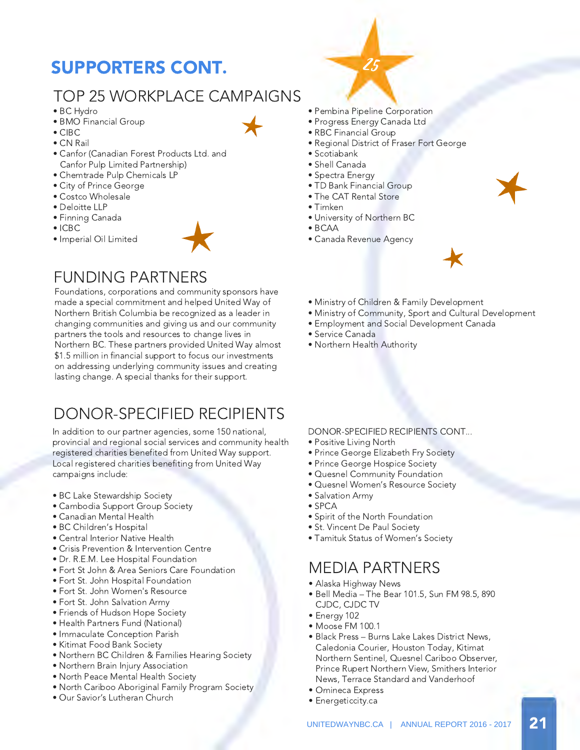# SUPPORTERS CONT.

## TOP 25 WORKPLACE CAMPAIGNS

- BC Hydro
- BMO Financial Group
- CIBC
- CN Rail
- Canfor (Canadian Forest Products Ltd. and Canfor Pulp Limited Partnership)
- Chemtrade Pulp Chemicals LP
- City of Prince George
- Costco Wholesale
- Deloitte LLP
- Finning Canada
- ICBC
- Imperial Oil Limited
- Pembina Pipeline Corporation
- Progress Energy Canada Ltd
- RBC Financial Group
- Regional District of Fraser Fort George
- Scotiabank
- Shell Canada
- Spectra Energy
- TD Bank Financial Group
- The CAT Rental Store
- Timken
- University of Northern BC
- BCAA
- Canada Revenue Agency

## FUNDING PARTNERS

Foundations, corporations and community sponsors have made a special commitment and helped United Way of Northern British Columbia be recognized as a leader in changing communities and giving us and our community partners the tools and resources to change lives in Northern BC. These partners provided United Way almost $1.5 million in financial support to focus our investments on addressing underlying community issues and creating lasting change. A special thanks for their support.

- Ministry of Children & Family Development
- Ministry of Community, Sport and Cultural Development
- Employment and Social Development Canada
- Service Canada
- Northern Health Authority

## DONOR-SPECIFIED RECIPIENTS

In addition to our partner agencies, some 150 national, provincial and regional social services and community health registered charities benefited from United Way support. Local registered charities benefiting from United Way campaigns include:

- BC Lake Stewardship Society
- Cambodia Support Group Society
- Canadian Mental Health
- BC Children's Hospital
- Central Interior Native Health
- Crisis Prevention & Intervention Centre
- Dr. R.E.M. Lee Hospital Foundation
- Fort St John & Area Seniors Care Foundation
- Fort St. John Hospital Foundation
- Fort St. John Women's Resource
- Fort St. John Salvation Army
- Friends of Hudson Hope Society
- Health Partners Fund (National)
- Immaculate Conception Parish
- Kitimat Food Bank Society
- Northern BC Children & Families Hearing Society
- Northern Brain Injury Association
- North Peace Mental Health Society
- North Cariboo Aboriginal Family Program Society
- Our Savior's Lutheran Church

DONOR-SPECIFIED RECIPIENTS CONT...

- Positive Living North
- Prince George Elizabeth Fry Society
- Prince George Hospice Society
- Quesnel Community Foundation
- Quesnel Women's Resource Society
- Salvation Army
- SPCA
- Spirit of the North Foundation
- St. Vincent De Paul Society
- Tamituk Status of Women's Society

## MEDIA PARTNERS

- Alaska Highway News
- Bell Media – The Bear 101.5, Sun FM 98.5, 890 CJDC, CJDC TV
- Energy 102
- Moose FM 100.1
- Black Press – Burns Lake Lakes District News, Caledonia Courier, Houston Today, Kitimat Northern Sentinel, Quesnel Cariboo Observer, Prince Rupert Northern View, Smithers Interior News, Terrace Standard and Vanderhoof
- Omineca Express
- Energeticcity.ca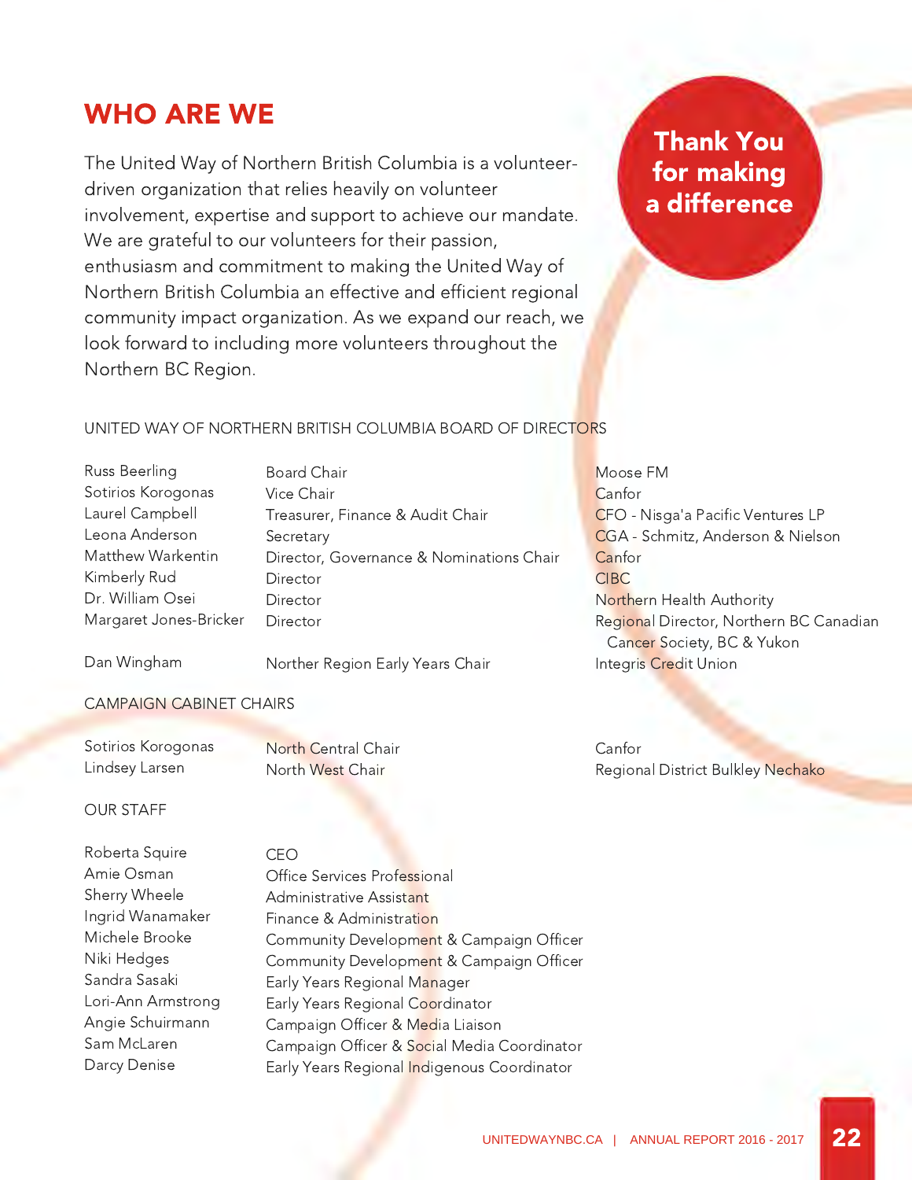# WHO ARE WE

The United Way of Northern British Columbia is a volunteer-driven organization that relies heavily on volunteer involvement, expertise and support to achieve our mandate. We are grateful to our volunteers for their passion, enthusiasm and commitment to making the United Way of Northern British Columbia an effective and efficient regional community impact organization. As we expand our reach, we look forward to including more volunteers throughout the Northern BC Region.

**Thank You for making a difference**

## UNITED WAY OF NORTHERN BRITISH COLUMBIA BOARD OF DIRECTORS

| Name | Role | Organization |
|---|---|---|
| Russ Beerling | Board Chair | Moose FM |
| Sotirios Korogonas | Vice Chair | Canfor |
| Laurel Campbell | Treasurer, Finance & Audit Chair | CFO - Nisga'a Pacific Ventures LP |
| Leona Anderson | Secretary | CGA - Schmitz, Anderson & Nielson |
| Matthew Warkentin | Director, Governance & Nominations Chair | Canfor |
| Kimberly Rud | Director | CIBC |
| Dr. William Osei | Director | Northern Health Authority |
| Margaret Jones-Bricker | Director | Regional Director, Northern BC Canadian Cancer Society, BC & Yukon |
| Dan Wingham | Norther Region Early Years Chair | Integris Credit Union |

## CAMPAIGN CABINET CHAIRS

| Name | Role | Organization |
|---|---|---|
| Sotirios Korogonas | North Central Chair | Canfor |
| Lindsey Larsen | North West Chair | Regional District Bulkley Nechako |

## OUR STAFF

| Name | Role |
|---|---|
| Roberta Squire | CEO |
| Amie Osman | Office Services Professional |
| Sherry Wheele | Administrative Assistant |
| Ingrid Wanamaker | Finance & Administration |
| Michele Brooke | Community Development & Campaign Officer |
| Niki Hedges | Community Development & Campaign Officer |
| Sandra Sasaki | Early Years Regional Manager |
| Lori-Ann Armstrong | Early Years Regional Coordinator |
| Angie Schuirmann | Campaign Officer & Media Liaison |
| Sam McLaren | Campaign Officer & Social Media Coordinator |
| Darcy Denise | Early Years Regional Indigenous Coordinator |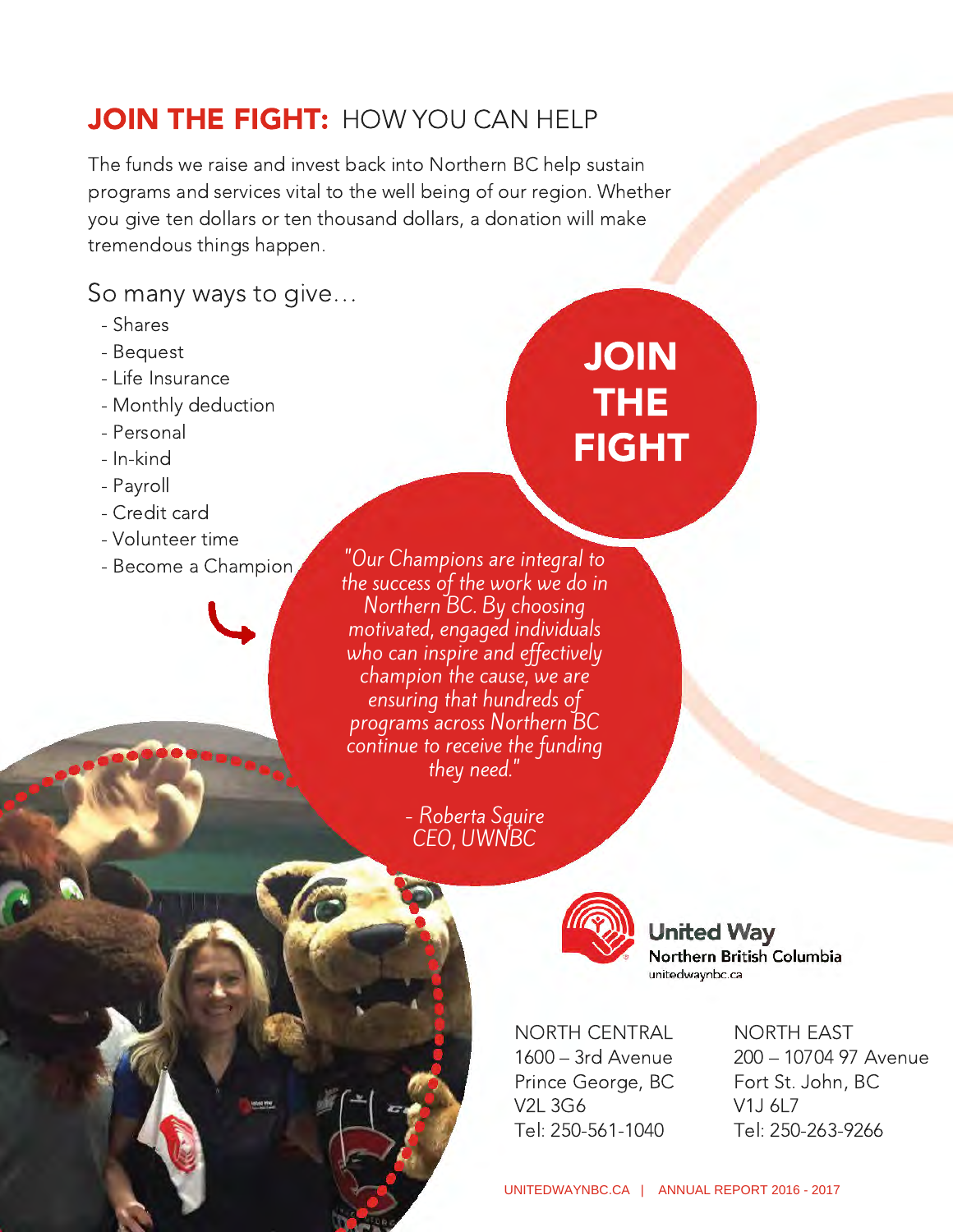# JOIN THE FIGHT: HOW YOU CAN HELP

The funds we raise and invest back into Northern BC help sustain programs and services vital to the well being of our region. Whether you give ten dollars or ten thousand dollars, a donation will make tremendous things happen.

So many ways to give...

- Shares
- Bequest
- Life Insurance
- Monthly deduction
- Personal
- In-kind
- Payroll
- Credit card
- Volunteer time
- Become a Champion

**JOIN THE FIGHT**

*"Our Champions are integral to the success of the work we do in Northern BC. By choosing motivated, engaged individuals who can inspire and effectively champion the cause, we are ensuring that hundreds of programs across Northern BC continue to receive the funding they need."*

*- Roberta Squire*
*CEO, UWNBC*

United Way
Northern British Columbia
unitedwaynbc.ca

NORTH CENTRAL
1600 – 3rd Avenue
Prince George, BC
V2L 3G6
Tel: 250-561-1040

NORTH EAST
200 – 10704 97 Avenue
Fort St. John, BC
V1J 6L7
Tel: 250-263-9266